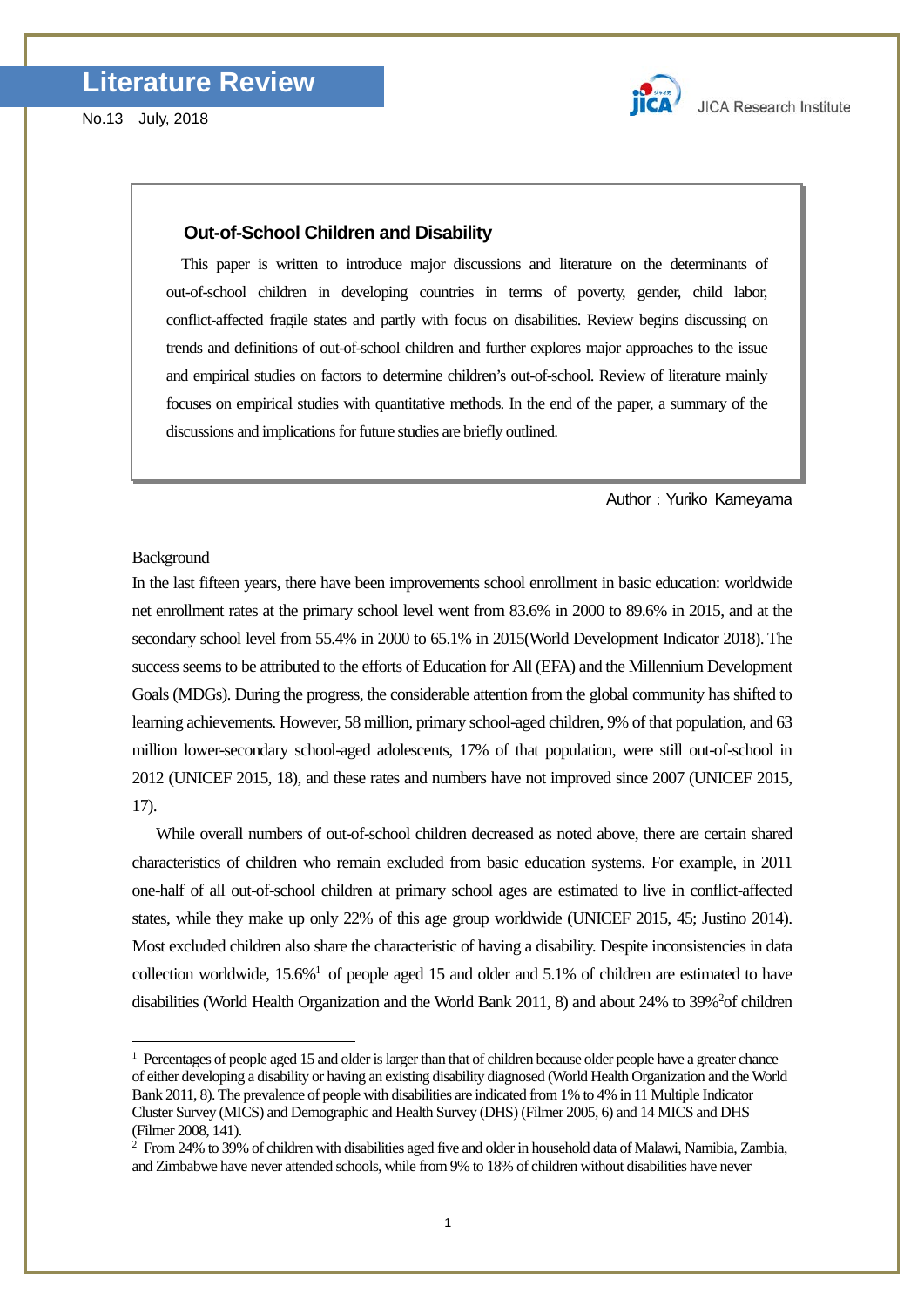# Literature Review

No.13 July, 2018

JICA Research Institute

### Out-of-School Children and Disability

This paper is written to introduce major discussions and literature on the determinants of out-of-school children in developing countries in terms of poverty, gender, child labor, conflict-affected fragile states and partly with focus on disabilities. Review begins discussing on trends and definitions of out-of-school children and further explores major approaches to the issue and empirical studies on factors to determine children's out-of-school. Review of literature mainly focuses on empirical studies with quantitative methods. In the end of the paper, a summary of the discussions and implications for future studies are briefly outlined.

Author：Yuriko Kameyama

## Background

In the last fifteen years, there have been improvements school enrollment in basic education: worldwide net enrollment rates at the primary school level went from 83.6% in 2000 to 89.6% in 2015, and at the secondary school level from 55.4% in 2000 to 65.1% in 2015(World Development Indicator 2018). The success seems to be attributed to the efforts of Education for All (EFA) and the Millennium Development Goals (MDGs). During the progress, the considerable attention from the global community has shifted to learning achievements. However, 58 million, primary school-aged children, 9% of that population, and 63 million lower-secondary school-aged adolescents, 17% of that population, were still out-of-school in 2012 (UNICEF 2015, 18), and these rates and numbers have not improved since 2007 (UNICEF 2015, 17).

While overall numbers of out-of-school children decreased as noted above, there are certain shared characteristics of children who remain excluded from basic education systems. For example, in 2011 one-half of all out-of-school children at primary school ages are estimated to live in conflict-affected states, while they make up only 22% of this age group worldwide (UNICEF 2015, 45; Justino 2014). Most excluded children also share the characteristic of having a disability. Despite inconsistencies in data collection worldwide, 15.6%[1] of people aged 15 and older and 5.1% of children are estimated to have disabilities (World Health Organization and the World Bank 2011, 8) and about 24% to 39%[2] of children

---

[1] Percentages of people aged 15 and older is larger than that of children because older people have a greater chance of either developing a disability or having an existing disability diagnosed (World Health Organization and the World Bank 2011, 8). The prevalence of people with disabilities are indicated from 1% to 4% in 11 Multiple Indicator Cluster Survey (MICS) and Demographic and Health Survey (DHS) (Filmer 2005, 6) and 14 MICS and DHS (Filmer 2008, 141).

[2] From 24% to 39% of children with disabilities aged five and older in household data of Malawi, Namibia, Zambia, and Zimbabwe have never attended schools, while from 9% to 18% of children without disabilities have never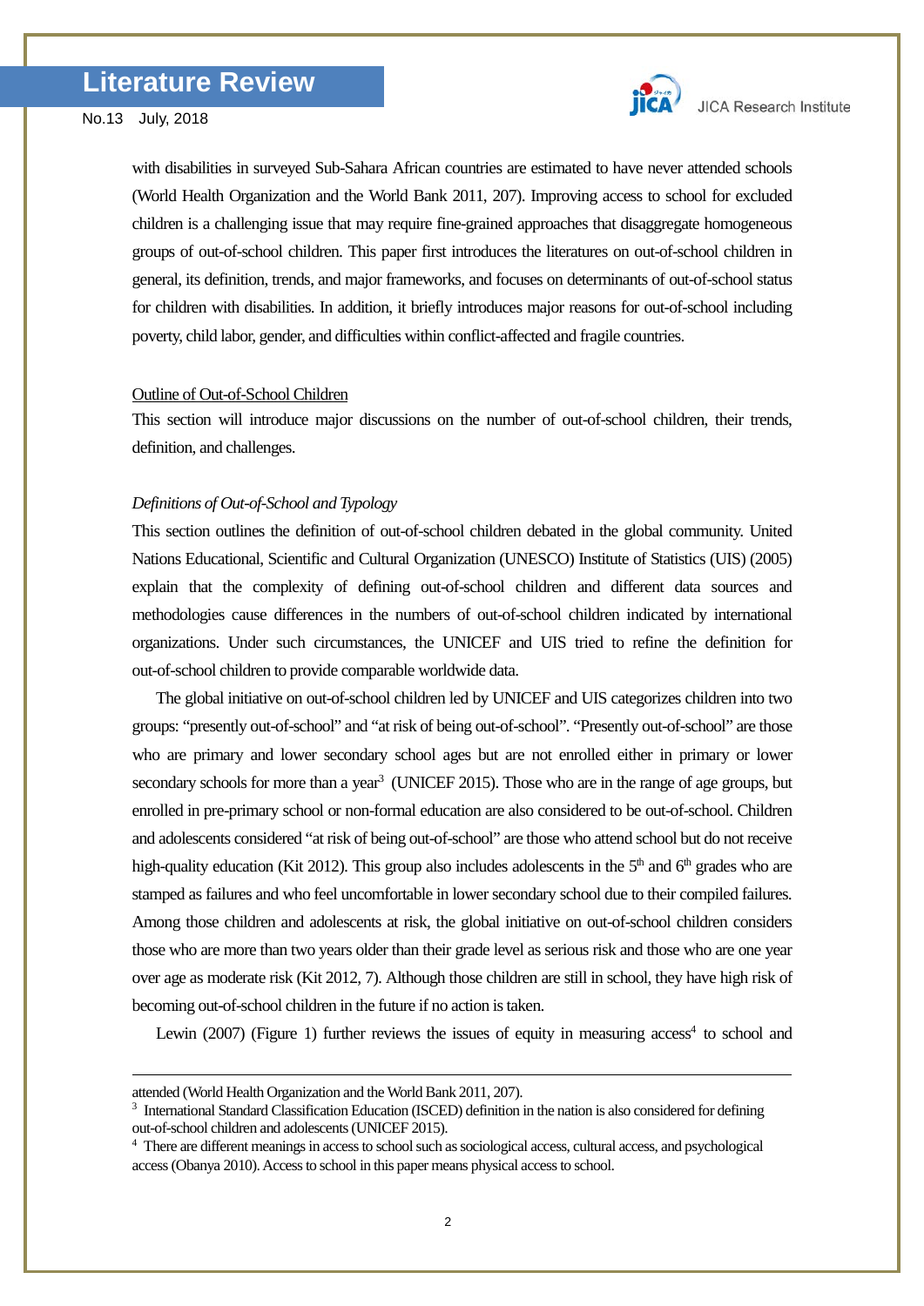with disabilities in surveyed Sub-Sahara African countries are estimated to have never attended schools (World Health Organization and the World Bank 2011, 207). Improving access to school for excluded children is a challenging issue that may require fine-grained approaches that disaggregate homogeneous groups of out-of-school children. This paper first introduces the literatures on out-of-school children in general, its definition, trends, and major frameworks, and focuses on determinants of out-of-school status for children with disabilities. In addition, it briefly introduces major reasons for out-of-school including poverty, child labor, gender, and difficulties within conflict-affected and fragile countries.

## Outline of Out-of-School Children

This section will introduce major discussions on the number of out-of-school children, their trends, definition, and challenges.

### *Definitions of Out-of-School and Typology*

This section outlines the definition of out-of-school children debated in the global community. United Nations Educational, Scientific and Cultural Organization (UNESCO) Institute of Statistics (UIS) (2005) explain that the complexity of defining out-of-school children and different data sources and methodologies cause differences in the numbers of out-of-school children indicated by international organizations. Under such circumstances, the UNICEF and UIS tried to refine the definition for out-of-school children to provide comparable worldwide data.

The global initiative on out-of-school children led by UNICEF and UIS categorizes children into two groups: "presently out-of-school" and "at risk of being out-of-school". "Presently out-of-school" are those who are primary and lower secondary school ages but are not enrolled either in primary or lower secondary schools for more than a year[3] (UNICEF 2015). Those who are in the range of age groups, but enrolled in pre-primary school or non-formal education are also considered to be out-of-school. Children and adolescents considered "at risk of being out-of-school" are those who attend school but do not receive high-quality education (Kit 2012). This group also includes adolescents in the 5th and 6th grades who are stamped as failures and who feel uncomfortable in lower secondary school due to their compiled failures. Among those children and adolescents at risk, the global initiative on out-of-school children considers those who are more than two years older than their grade level as serious risk and those who are one year over age as moderate risk (Kit 2012, 7). Although those children are still in school, they have high risk of becoming out-of-school children in the future if no action is taken.

Lewin (2007) (Figure 1) further reviews the issues of equity in measuring access[4] to school and

---

attended (World Health Organization and the World Bank 2011, 207).

[3] International Standard Classification Education (ISCED) definition in the nation is also considered for defining out-of-school children and adolescents (UNICEF 2015).

[4] There are different meanings in access to school such as sociological access, cultural access, and psychological access (Obanya 2010). Access to school in this paper means physical access to school.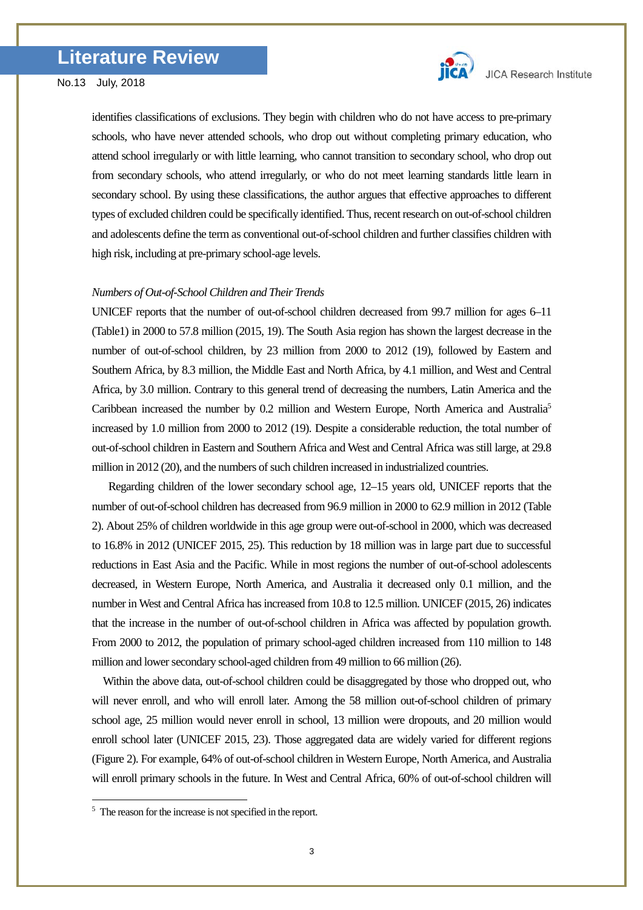identifies classifications of exclusions. They begin with children who do not have access to pre-primary schools, who have never attended schools, who drop out without completing primary education, who attend school irregularly or with little learning, who cannot transition to secondary school, who drop out from secondary schools, who attend irregularly, or who do not meet learning standards little learn in secondary school. By using these classifications, the author argues that effective approaches to different types of excluded children could be specifically identified. Thus, recent research on out-of-school children and adolescents define the term as conventional out-of-school children and further classifies children with high risk, including at pre-primary school-age levels.

*Numbers of Out-of-School Children and Their Trends*

UNICEF reports that the number of out-of-school children decreased from 99.7 million for ages 6–11 (Table1) in 2000 to 57.8 million (2015, 19). The South Asia region has shown the largest decrease in the number of out-of-school children, by 23 million from 2000 to 2012 (19), followed by Eastern and Southern Africa, by 8.3 million, the Middle East and North Africa, by 4.1 million, and West and Central Africa, by 3.0 million. Contrary to this general trend of decreasing the numbers, Latin America and the Caribbean increased the number by 0.2 million and Western Europe, North America and Australia[5] increased by 1.0 million from 2000 to 2012 (19). Despite a considerable reduction, the total number of out-of-school children in Eastern and Southern Africa and West and Central Africa was still large, at 29.8 million in 2012 (20), and the numbers of such children increased in industrialized countries.

Regarding children of the lower secondary school age, 12–15 years old, UNICEF reports that the number of out-of-school children has decreased from 96.9 million in 2000 to 62.9 million in 2012 (Table 2). About 25% of children worldwide in this age group were out-of-school in 2000, which was decreased to 16.8% in 2012 (UNICEF 2015, 25). This reduction by 18 million was in large part due to successful reductions in East Asia and the Pacific. While in most regions the number of out-of-school adolescents decreased, in Western Europe, North America, and Australia it decreased only 0.1 million, and the number in West and Central Africa has increased from 10.8 to 12.5 million. UNICEF (2015, 26) indicates that the increase in the number of out-of-school children in Africa was affected by population growth. From 2000 to 2012, the population of primary school-aged children increased from 110 million to 148 million and lower secondary school-aged children from 49 million to 66 million (26).

Within the above data, out-of-school children could be disaggregated by those who dropped out, who will never enroll, and who will enroll later. Among the 58 million out-of-school children of primary school age, 25 million would never enroll in school, 13 million were dropouts, and 20 million would enroll school later (UNICEF 2015, 23). Those aggregated data are widely varied for different regions (Figure 2). For example, 64% of out-of-school children in Western Europe, North America, and Australia will enroll primary schools in the future. In West and Central Africa, 60% of out-of-school children will

[5] The reason for the increase is not specified in the report.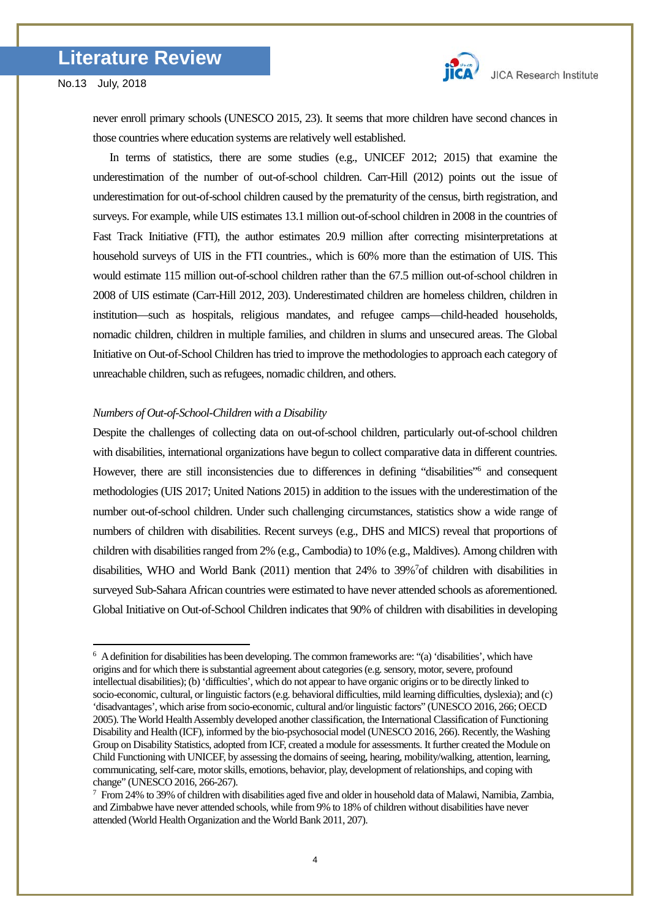never enroll primary schools (UNESCO 2015, 23). It seems that more children have second chances in those countries where education systems are relatively well established.

In terms of statistics, there are some studies (e.g., UNICEF 2012; 2015) that examine the underestimation of the number of out-of-school children. Carr-Hill (2012) points out the issue of underestimation for out-of-school children caused by the prematurity of the census, birth registration, and surveys. For example, while UIS estimates 13.1 million out-of-school children in 2008 in the countries of Fast Track Initiative (FTI), the author estimates 20.9 million after correcting misinterpretations at household surveys of UIS in the FTI countries., which is 60% more than the estimation of UIS. This would estimate 115 million out-of-school children rather than the 67.5 million out-of-school children in 2008 of UIS estimate (Carr-Hill 2012, 203). Underestimated children are homeless children, children in institution—such as hospitals, religious mandates, and refugee camps—child-headed households, nomadic children, children in multiple families, and children in slums and unsecured areas. The Global Initiative on Out-of-School Children has tried to improve the methodologies to approach each category of unreachable children, such as refugees, nomadic children, and others.

*Numbers of Out-of-School-Children with a Disability*

Despite the challenges of collecting data on out-of-school children, particularly out-of-school children with disabilities, international organizations have begun to collect comparative data in different countries. However, there are still inconsistencies due to differences in defining "disabilities"[6] and consequent methodologies (UIS 2017; United Nations 2015) in addition to the issues with the underestimation of the number out-of-school children. Under such challenging circumstances, statistics show a wide range of numbers of children with disabilities. Recent surveys (e.g., DHS and MICS) reveal that proportions of children with disabilities ranged from 2% (e.g., Cambodia) to 10% (e.g., Maldives). Among children with disabilities, WHO and World Bank (2011) mention that 24% to 39%[7] of children with disabilities in surveyed Sub-Sahara African countries were estimated to have never attended schools as aforementioned. Global Initiative on Out-of-School Children indicates that 90% of children with disabilities in developing

---

[6] A definition for disabilities has been developing. The common frameworks are: "(a) 'disabilities', which have origins and for which there is substantial agreement about categories (e.g. sensory, motor, severe, profound intellectual disabilities); (b) 'difficulties', which do not appear to have organic origins or to be directly linked to socio-economic, cultural, or linguistic factors (e.g. behavioral difficulties, mild learning difficulties, dyslexia); and (c) 'disadvantages', which arise from socio-economic, cultural and/or linguistic factors" (UNESCO 2016, 266; OECD 2005). The World Health Assembly developed another classification, the International Classification of Functioning Disability and Health (ICF), informed by the bio-psychosocial model (UNESCO 2016, 266). Recently, the Washing Group on Disability Statistics, adopted from ICF, created a module for assessments. It further created the Module on Child Functioning with UNICEF, by assessing the domains of seeing, hearing, mobility/walking, attention, learning, communicating, self-care, motor skills, emotions, behavior, play, development of relationships, and coping with change" (UNESCO 2016, 266-267).

[7] From 24% to 39% of children with disabilities aged five and older in household data of Malawi, Namibia, Zambia, and Zimbabwe have never attended schools, while from 9% to 18% of children without disabilities have never attended (World Health Organization and the World Bank 2011, 207).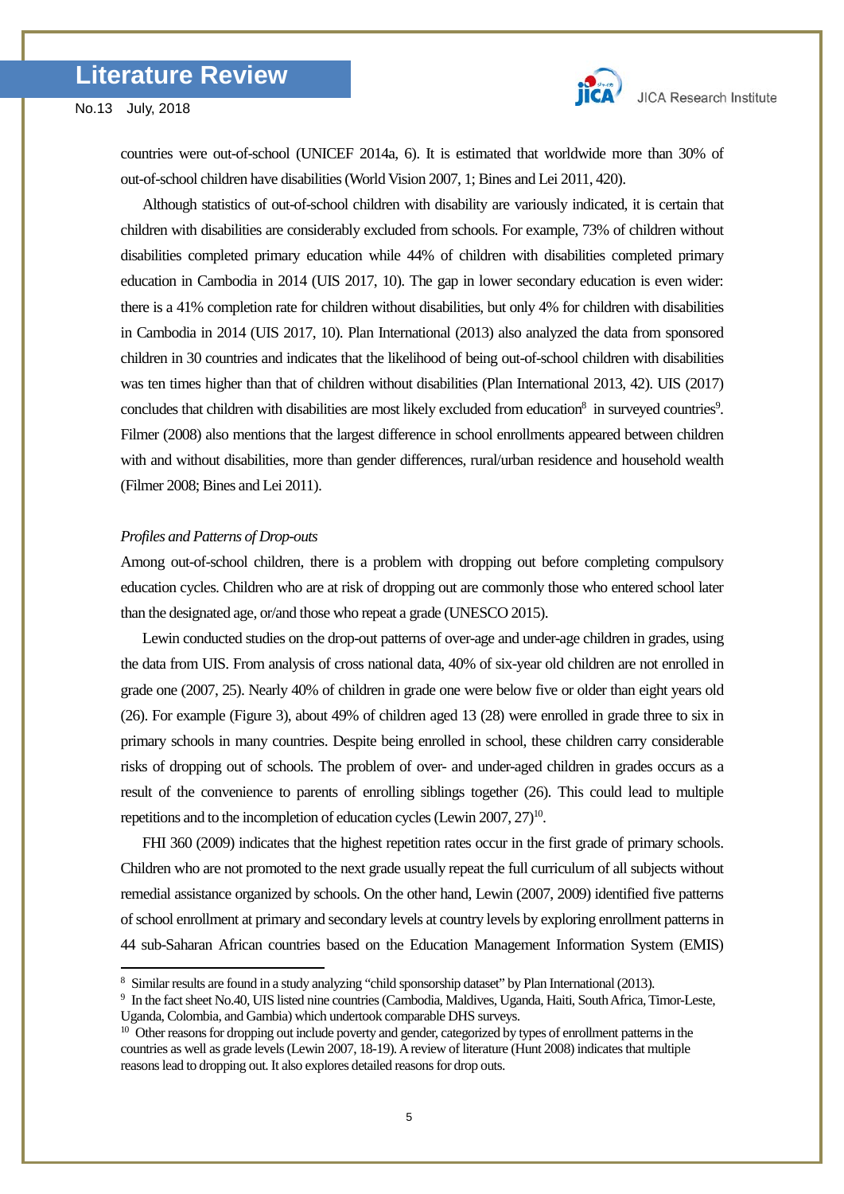countries were out-of-school (UNICEF 2014a, 6). It is estimated that worldwide more than 30% of out-of-school children have disabilities (World Vision 2007, 1; Bines and Lei 2011, 420).

Although statistics of out-of-school children with disability are variously indicated, it is certain that children with disabilities are considerably excluded from schools. For example, 73% of children without disabilities completed primary education while 44% of children with disabilities completed primary education in Cambodia in 2014 (UIS 2017, 10). The gap in lower secondary education is even wider: there is a 41% completion rate for children without disabilities, but only 4% for children with disabilities in Cambodia in 2014 (UIS 2017, 10). Plan International (2013) also analyzed the data from sponsored children in 30 countries and indicates that the likelihood of being out-of-school children with disabilities was ten times higher than that of children without disabilities (Plan International 2013, 42). UIS (2017) concludes that children with disabilities are most likely excluded from education[8] in surveyed countries[9]. Filmer (2008) also mentions that the largest difference in school enrollments appeared between children with and without disabilities, more than gender differences, rural/urban residence and household wealth (Filmer 2008; Bines and Lei 2011).

*Profiles and Patterns of Drop-outs*

Among out-of-school children, there is a problem with dropping out before completing compulsory education cycles. Children who are at risk of dropping out are commonly those who entered school later than the designated age, or/and those who repeat a grade (UNESCO 2015).

Lewin conducted studies on the drop-out patterns of over-age and under-age children in grades, using the data from UIS. From analysis of cross national data, 40% of six-year old children are not enrolled in grade one (2007, 25). Nearly 40% of children in grade one were below five or older than eight years old (26). For example (Figure 3), about 49% of children aged 13 (28) were enrolled in grade three to six in primary schools in many countries. Despite being enrolled in school, these children carry considerable risks of dropping out of schools. The problem of over- and under-aged children in grades occurs as a result of the convenience to parents of enrolling siblings together (26). This could lead to multiple repetitions and to the incompletion of education cycles (Lewin 2007, 27)[10].

FHI 360 (2009) indicates that the highest repetition rates occur in the first grade of primary schools. Children who are not promoted to the next grade usually repeat the full curriculum of all subjects without remedial assistance organized by schools. On the other hand, Lewin (2007, 2009) identified five patterns of school enrollment at primary and secondary levels at country levels by exploring enrollment patterns in 44 sub-Saharan African countries based on the Education Management Information System (EMIS)

---

[8] Similar results are found in a study analyzing "child sponsorship dataset" by Plan International (2013).

[9] In the fact sheet No.40, UIS listed nine countries (Cambodia, Maldives, Uganda, Haiti, South Africa, Timor-Leste, Uganda, Colombia, and Gambia) which undertook comparable DHS surveys.

[10] Other reasons for dropping out include poverty and gender, categorized by types of enrollment patterns in the countries as well as grade levels (Lewin 2007, 18-19). A review of literature (Hunt 2008) indicates that multiple reasons lead to dropping out. It also explores detailed reasons for drop outs.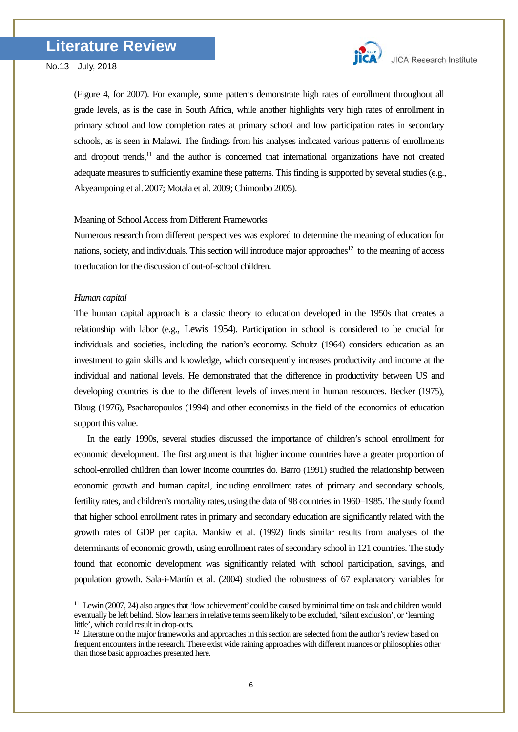(Figure 4, for 2007). For example, some patterns demonstrate high rates of enrollment throughout all grade levels, as is the case in South Africa, while another highlights very high rates of enrollment in primary school and low completion rates at primary school and low participation rates in secondary schools, as is seen in Malawi. The findings from his analyses indicated various patterns of enrollments and dropout trends,[11] and the author is concerned that international organizations have not created adequate measures to sufficiently examine these patterns. This finding is supported by several studies (e.g., Akyeampoing et al. 2007; Motala et al. 2009; Chimonbo 2005).

<u>Meaning of School Access from Different Frameworks</u>

Numerous research from different perspectives was explored to determine the meaning of education for nations, society, and individuals. This section will introduce major approaches[12] to the meaning of access to education for the discussion of out-of-school children.

*Human capital*

The human capital approach is a classic theory to education developed in the 1950s that creates a relationship with labor (e.g., Lewis 1954). Participation in school is considered to be crucial for individuals and societies, including the nation's economy. Schultz (1964) considers education as an investment to gain skills and knowledge, which consequently increases productivity and income at the individual and national levels. He demonstrated that the difference in productivity between US and developing countries is due to the different levels of investment in human resources. Becker (1975), Blaug (1976), Psacharopoulos (1994) and other economists in the field of the economics of education support this value.

In the early 1990s, several studies discussed the importance of children's school enrollment for economic development. The first argument is that higher income countries have a greater proportion of school-enrolled children than lower income countries do. Barro (1991) studied the relationship between economic growth and human capital, including enrollment rates of primary and secondary schools, fertility rates, and children's mortality rates, using the data of 98 countries in 1960–1985. The study found that higher school enrollment rates in primary and secondary education are significantly related with the growth rates of GDP per capita. Mankiw et al. (1992) finds similar results from analyses of the determinants of economic growth, using enrollment rates of secondary school in 121 countries. The study found that economic development was significantly related with school participation, savings, and population growth. Sala-i-Martín et al. (2004) studied the robustness of 67 explanatory variables for

---

[11] Lewin (2007, 24) also argues that 'low achievement' could be caused by minimal time on task and children would eventually be left behind. Slow learners in relative terms seem likely to be excluded, 'silent exclusion', or 'learning little', which could result in drop-outs.

[12] Literature on the major frameworks and approaches in this section are selected from the author's review based on frequent encounters in the research. There exist wide raining approaches with different nuances or philosophies other than those basic approaches presented here.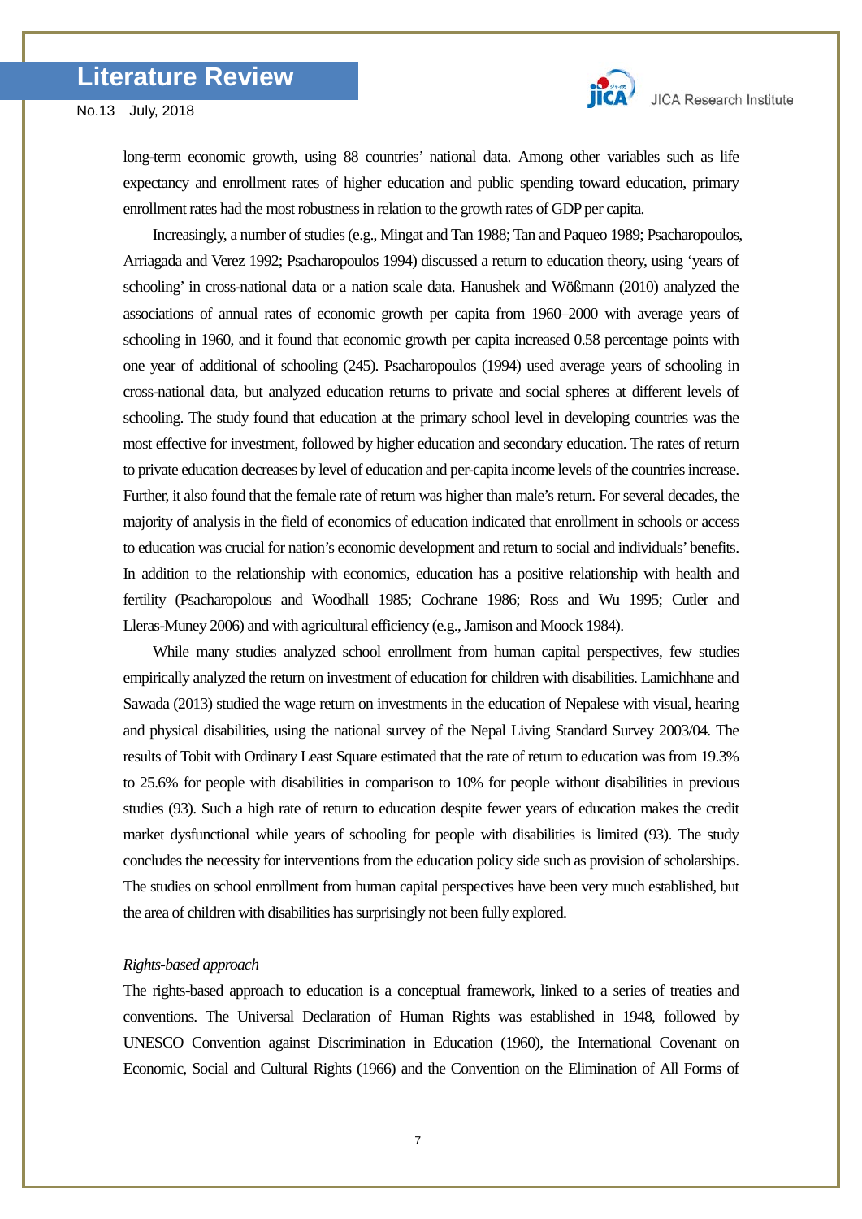long-term economic growth, using 88 countries' national data. Among other variables such as life expectancy and enrollment rates of higher education and public spending toward education, primary enrollment rates had the most robustness in relation to the growth rates of GDP per capita.

Increasingly, a number of studies (e.g., Mingat and Tan 1988; Tan and Paqueo 1989; Psacharopoulos, Arriagada and Verez 1992; Psacharopoulos 1994) discussed a return to education theory, using 'years of schooling' in cross-national data or a nation scale data. Hanushek and Wößmann (2010) analyzed the associations of annual rates of economic growth per capita from 1960–2000 with average years of schooling in 1960, and it found that economic growth per capita increased 0.58 percentage points with one year of additional of schooling (245). Psacharopoulos (1994) used average years of schooling in cross-national data, but analyzed education returns to private and social spheres at different levels of schooling. The study found that education at the primary school level in developing countries was the most effective for investment, followed by higher education and secondary education. The rates of return to private education decreases by level of education and per-capita income levels of the countries increase. Further, it also found that the female rate of return was higher than male's return. For several decades, the majority of analysis in the field of economics of education indicated that enrollment in schools or access to education was crucial for nation's economic development and return to social and individuals' benefits. In addition to the relationship with economics, education has a positive relationship with health and fertility (Psacharopolous and Woodhall 1985; Cochrane 1986; Ross and Wu 1995; Cutler and Lleras-Muney 2006) and with agricultural efficiency (e.g., Jamison and Moock 1984).

While many studies analyzed school enrollment from human capital perspectives, few studies empirically analyzed the return on investment of education for children with disabilities. Lamichhane and Sawada (2013) studied the wage return on investments in the education of Nepalese with visual, hearing and physical disabilities, using the national survey of the Nepal Living Standard Survey 2003/04. The results of Tobit with Ordinary Least Square estimated that the rate of return to education was from 19.3% to 25.6% for people with disabilities in comparison to 10% for people without disabilities in previous studies (93). Such a high rate of return to education despite fewer years of education makes the credit market dysfunctional while years of schooling for people with disabilities is limited (93). The study concludes the necessity for interventions from the education policy side such as provision of scholarships. The studies on school enrollment from human capital perspectives have been very much established, but the area of children with disabilities has surprisingly not been fully explored.

*Rights-based approach*

The rights-based approach to education is a conceptual framework, linked to a series of treaties and conventions. The Universal Declaration of Human Rights was established in 1948, followed by UNESCO Convention against Discrimination in Education (1960), the International Covenant on Economic, Social and Cultural Rights (1966) and the Convention on the Elimination of All Forms of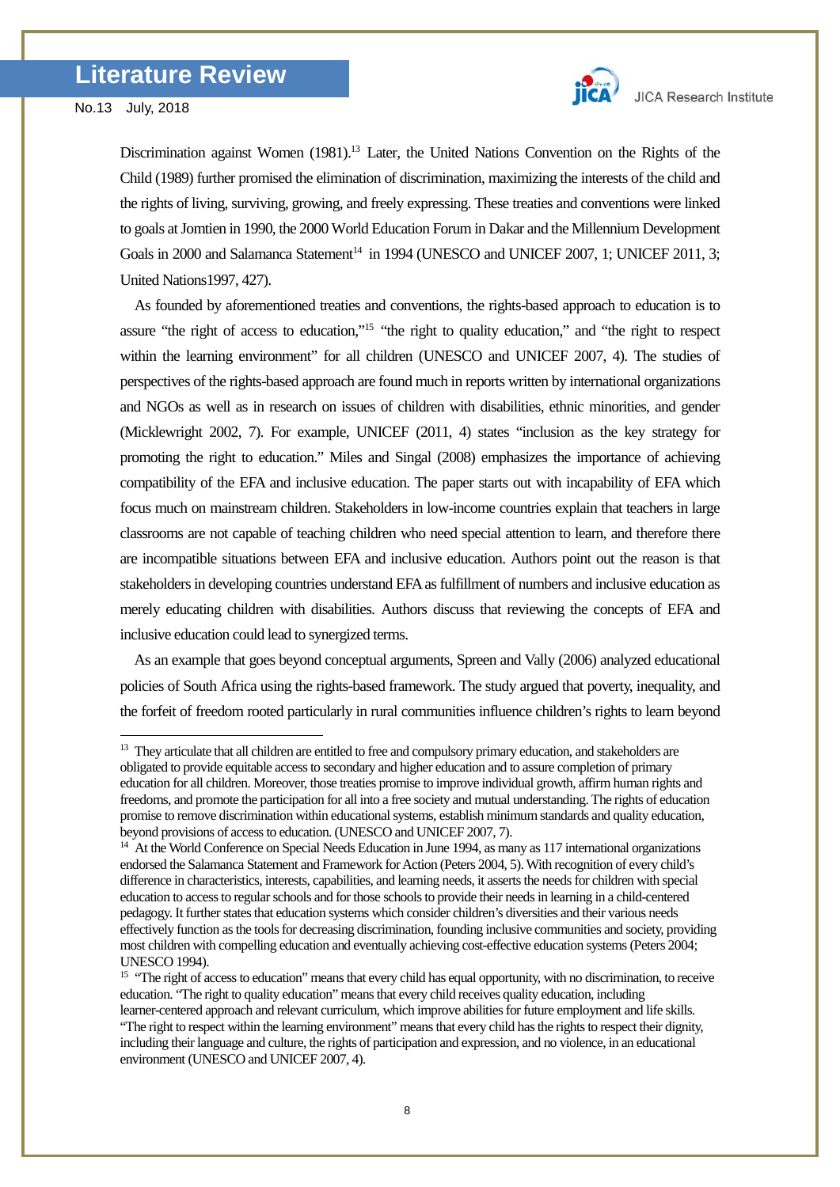Discrimination against Women (1981).[13] Later, the United Nations Convention on the Rights of the Child (1989) further promised the elimination of discrimination, maximizing the interests of the child and the rights of living, surviving, growing, and freely expressing. These treaties and conventions were linked to goals at Jomtien in 1990, the 2000 World Education Forum in Dakar and the Millennium Development Goals in 2000 and Salamanca Statement[14] in 1994 (UNESCO and UNICEF 2007, 1; UNICEF 2011, 3; United Nations1997, 427).

As founded by aforementioned treaties and conventions, the rights-based approach to education is to assure "the right of access to education,"[15] "the right to quality education," and "the right to respect within the learning environment" for all children (UNESCO and UNICEF 2007, 4). The studies of perspectives of the rights-based approach are found much in reports written by international organizations and NGOs as well as in research on issues of children with disabilities, ethnic minorities, and gender (Micklewright 2002, 7). For example, UNICEF (2011, 4) states "inclusion as the key strategy for promoting the right to education." Miles and Singal (2008) emphasizes the importance of achieving compatibility of the EFA and inclusive education. The paper starts out with incapability of EFA which focus much on mainstream children. Stakeholders in low-income countries explain that teachers in large classrooms are not capable of teaching children who need special attention to learn, and therefore there are incompatible situations between EFA and inclusive education. Authors point out the reason is that stakeholders in developing countries understand EFA as fulfillment of numbers and inclusive education as merely educating children with disabilities. Authors discuss that reviewing the concepts of EFA and inclusive education could lead to synergized terms.

As an example that goes beyond conceptual arguments, Spreen and Vally (2006) analyzed educational policies of South Africa using the rights-based framework. The study argued that poverty, inequality, and the forfeit of freedom rooted particularly in rural communities influence children's rights to learn beyond

---

[13] They articulate that all children are entitled to free and compulsory primary education, and stakeholders are obligated to provide equitable access to secondary and higher education and to assure completion of primary education for all children. Moreover, those treaties promise to improve individual growth, affirm human rights and freedoms, and promote the participation for all into a free society and mutual understanding. The rights of education promise to remove discrimination within educational systems, establish minimum standards and quality education, beyond provisions of access to education. (UNESCO and UNICEF 2007, 7).

[14] At the World Conference on Special Needs Education in June 1994, as many as 117 international organizations endorsed the Salamanca Statement and Framework for Action (Peters 2004, 5). With recognition of every child's difference in characteristics, interests, capabilities, and learning needs, it asserts the needs for children with special education to access to regular schools and for those schools to provide their needs in learning in a child-centered pedagogy. It further states that education systems which consider children's diversities and their various needs effectively function as the tools for decreasing discrimination, founding inclusive communities and society, providing most children with compelling education and eventually achieving cost-effective education systems (Peters 2004; UNESCO 1994).

[15] "The right of access to education" means that every child has equal opportunity, with no discrimination, to receive education. "The right to quality education" means that every child receives quality education, including learner-centered approach and relevant curriculum, which improve abilities for future employment and life skills. "The right to respect within the learning environment" means that every child has the rights to respect their dignity, including their language and culture, the rights of participation and expression, and no violence, in an educational environment (UNESCO and UNICEF 2007, 4).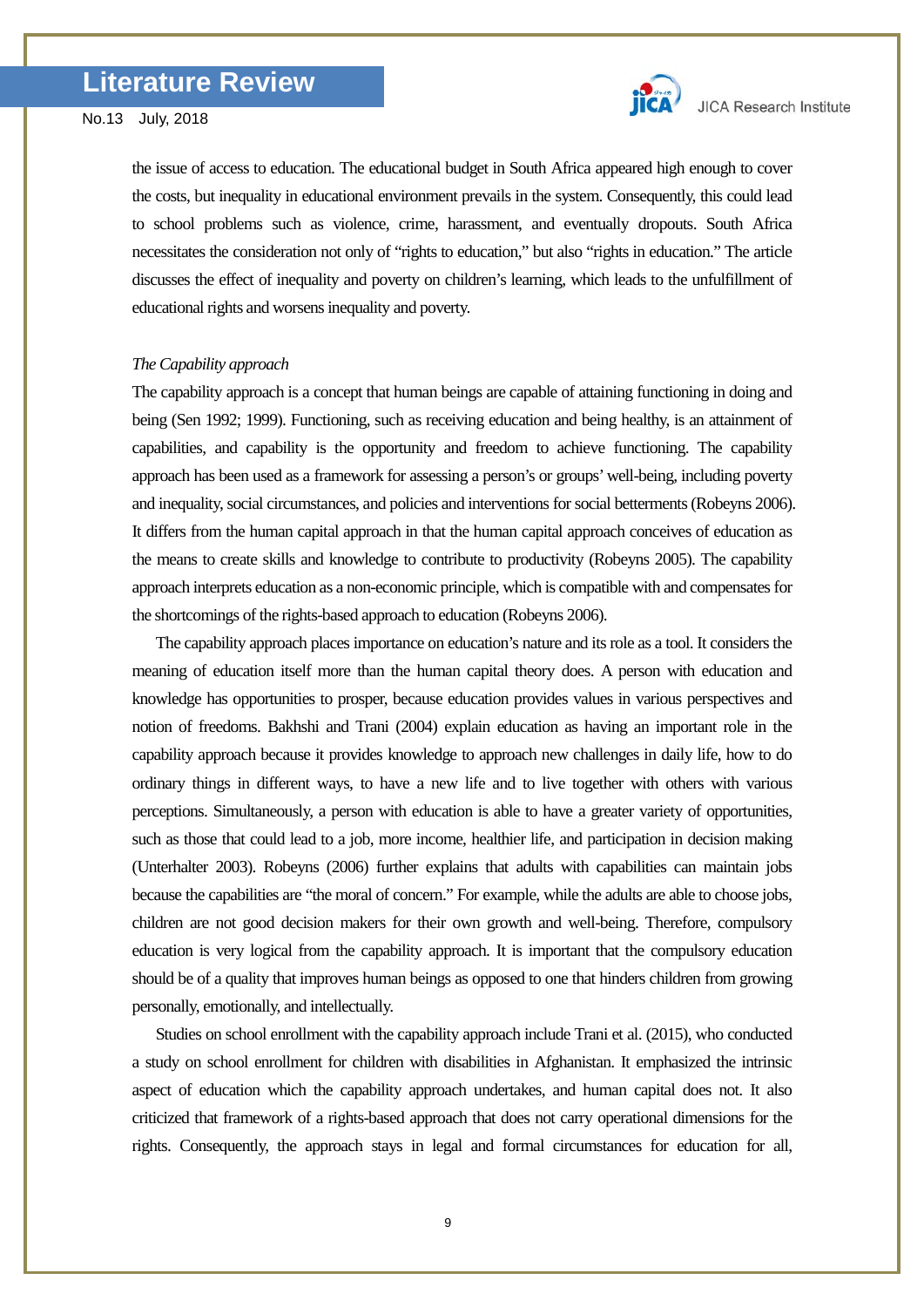the issue of access to education. The educational budget in South Africa appeared high enough to cover the costs, but inequality in educational environment prevails in the system. Consequently, this could lead to school problems such as violence, crime, harassment, and eventually dropouts. South Africa necessitates the consideration not only of "rights to education," but also "rights in education." The article discusses the effect of inequality and poverty on children's learning, which leads to the unfulfillment of educational rights and worsens inequality and poverty.

*The Capability approach*

The capability approach is a concept that human beings are capable of attaining functioning in doing and being (Sen 1992; 1999). Functioning, such as receiving education and being healthy, is an attainment of capabilities, and capability is the opportunity and freedom to achieve functioning. The capability approach has been used as a framework for assessing a person's or groups' well-being, including poverty and inequality, social circumstances, and policies and interventions for social betterments (Robeyns 2006). It differs from the human capital approach in that the human capital approach conceives of education as the means to create skills and knowledge to contribute to productivity (Robeyns 2005). The capability approach interprets education as a non-economic principle, which is compatible with and compensates for the shortcomings of the rights-based approach to education (Robeyns 2006).

The capability approach places importance on education's nature and its role as a tool. It considers the meaning of education itself more than the human capital theory does. A person with education and knowledge has opportunities to prosper, because education provides values in various perspectives and notion of freedoms. Bakhshi and Trani (2004) explain education as having an important role in the capability approach because it provides knowledge to approach new challenges in daily life, how to do ordinary things in different ways, to have a new life and to live together with others with various perceptions. Simultaneously, a person with education is able to have a greater variety of opportunities, such as those that could lead to a job, more income, healthier life, and participation in decision making (Unterhalter 2003). Robeyns (2006) further explains that adults with capabilities can maintain jobs because the capabilities are "the moral of concern." For example, while the adults are able to choose jobs, children are not good decision makers for their own growth and well-being. Therefore, compulsory education is very logical from the capability approach. It is important that the compulsory education should be of a quality that improves human beings as opposed to one that hinders children from growing personally, emotionally, and intellectually.

Studies on school enrollment with the capability approach include Trani et al. (2015), who conducted a study on school enrollment for children with disabilities in Afghanistan. It emphasized the intrinsic aspect of education which the capability approach undertakes, and human capital does not. It also criticized that framework of a rights-based approach that does not carry operational dimensions for the rights. Consequently, the approach stays in legal and formal circumstances for education for all,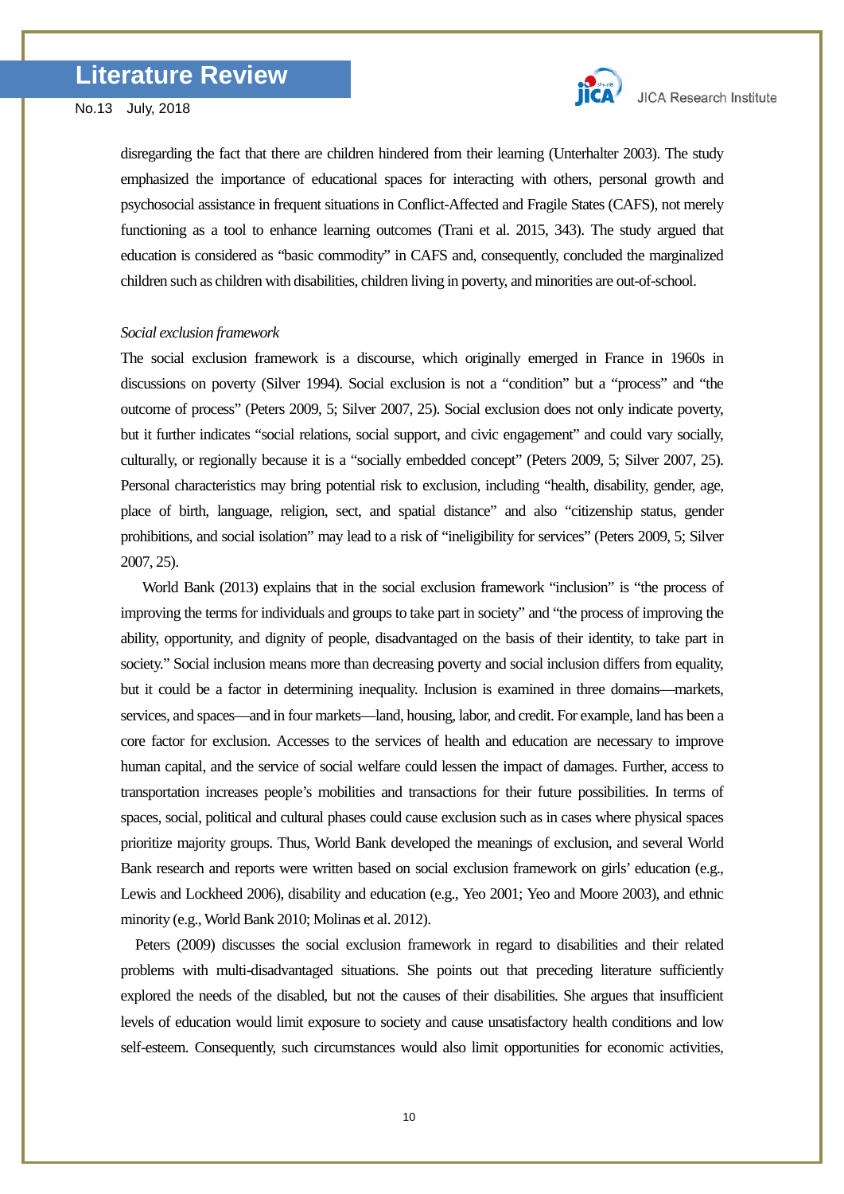disregarding the fact that there are children hindered from their learning (Unterhalter 2003). The study emphasized the importance of educational spaces for interacting with others, personal growth and psychosocial assistance in frequent situations in Conflict-Affected and Fragile States (CAFS), not merely functioning as a tool to enhance learning outcomes (Trani et al. 2015, 343). The study argued that education is considered as "basic commodity" in CAFS and, consequently, concluded the marginalized children such as children with disabilities, children living in poverty, and minorities are out-of-school.

*Social exclusion framework*

The social exclusion framework is a discourse, which originally emerged in France in 1960s in discussions on poverty (Silver 1994). Social exclusion is not a "condition" but a "process" and "the outcome of process" (Peters 2009, 5; Silver 2007, 25). Social exclusion does not only indicate poverty, but it further indicates "social relations, social support, and civic engagement" and could vary socially, culturally, or regionally because it is a "socially embedded concept" (Peters 2009, 5; Silver 2007, 25). Personal characteristics may bring potential risk to exclusion, including "health, disability, gender, age, place of birth, language, religion, sect, and spatial distance" and also "citizenship status, gender prohibitions, and social isolation" may lead to a risk of "ineligibility for services" (Peters 2009, 5; Silver 2007, 25).

World Bank (2013) explains that in the social exclusion framework "inclusion" is "the process of improving the terms for individuals and groups to take part in society" and "the process of improving the ability, opportunity, and dignity of people, disadvantaged on the basis of their identity, to take part in society." Social inclusion means more than decreasing poverty and social inclusion differs from equality, but it could be a factor in determining inequality. Inclusion is examined in three domains—markets, services, and spaces—and in four markets—land, housing, labor, and credit. For example, land has been a core factor for exclusion. Accesses to the services of health and education are necessary to improve human capital, and the service of social welfare could lessen the impact of damages. Further, access to transportation increases people's mobilities and transactions for their future possibilities. In terms of spaces, social, political and cultural phases could cause exclusion such as in cases where physical spaces prioritize majority groups. Thus, World Bank developed the meanings of exclusion, and several World Bank research and reports were written based on social exclusion framework on girls' education (e.g., Lewis and Lockheed 2006), disability and education (e.g., Yeo 2001; Yeo and Moore 2003), and ethnic minority (e.g., World Bank 2010; Molinas et al. 2012).

Peters (2009) discusses the social exclusion framework in regard to disabilities and their related problems with multi-disadvantaged situations. She points out that preceding literature sufficiently explored the needs of the disabled, but not the causes of their disabilities. She argues that insufficient levels of education would limit exposure to society and cause unsatisfactory health conditions and low self-esteem. Consequently, such circumstances would also limit opportunities for economic activities,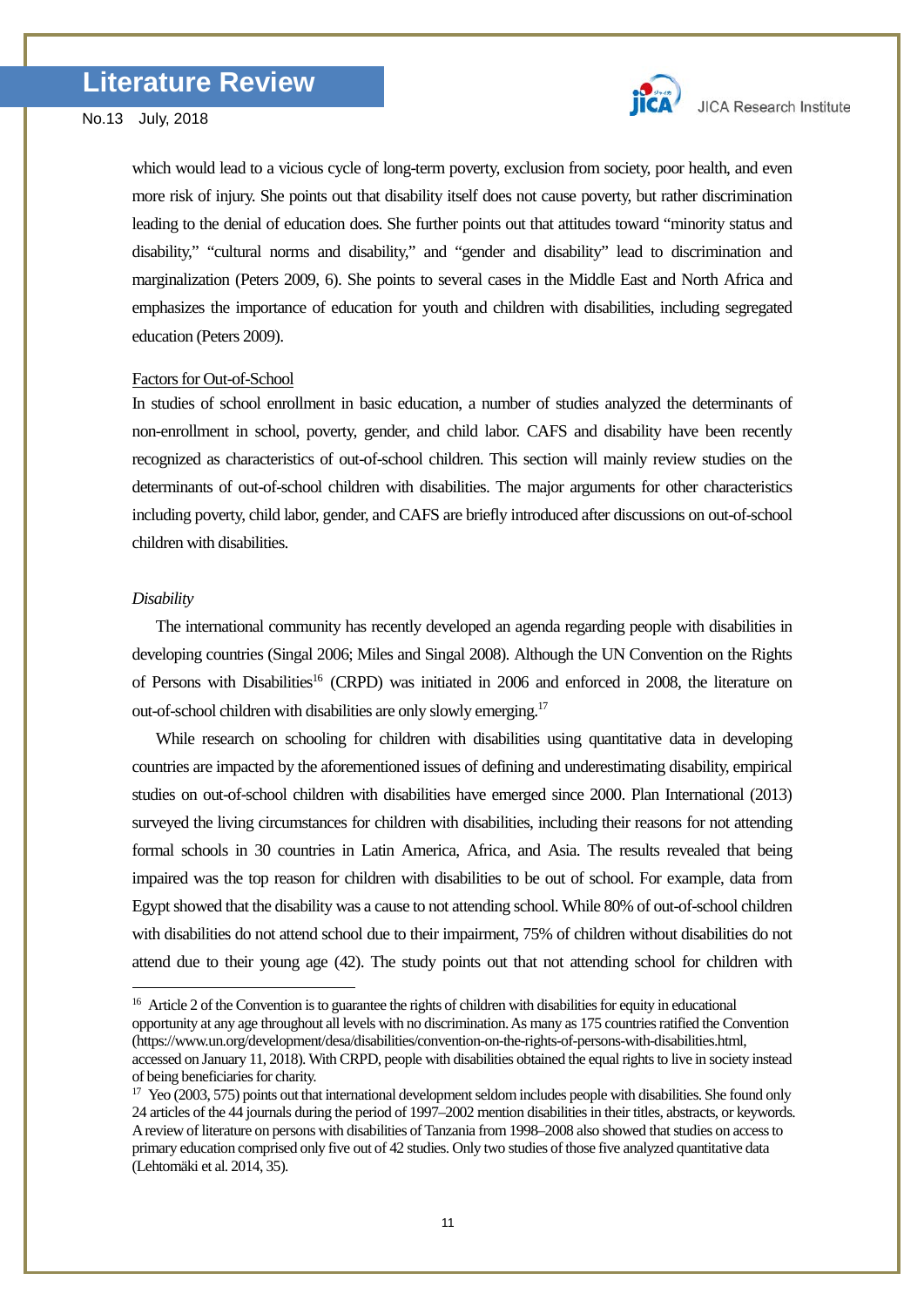which would lead to a vicious cycle of long-term poverty, exclusion from society, poor health, and even more risk of injury. She points out that disability itself does not cause poverty, but rather discrimination leading to the denial of education does. She further points out that attitudes toward "minority status and disability," "cultural norms and disability," and "gender and disability" lead to discrimination and marginalization (Peters 2009, 6). She points to several cases in the Middle East and North Africa and emphasizes the importance of education for youth and children with disabilities, including segregated education (Peters 2009).

Factors for Out-of-School

In studies of school enrollment in basic education, a number of studies analyzed the determinants of non-enrollment in school, poverty, gender, and child labor. CAFS and disability have been recently recognized as characteristics of out-of-school children. This section will mainly review studies on the determinants of out-of-school children with disabilities. The major arguments for other characteristics including poverty, child labor, gender, and CAFS are briefly introduced after discussions on out-of-school children with disabilities.

*Disability*

The international community has recently developed an agenda regarding people with disabilities in developing countries (Singal 2006; Miles and Singal 2008). Although the UN Convention on the Rights of Persons with Disabilities[16] (CRPD) was initiated in 2006 and enforced in 2008, the literature on out-of-school children with disabilities are only slowly emerging.[17]

While research on schooling for children with disabilities using quantitative data in developing countries are impacted by the aforementioned issues of defining and underestimating disability, empirical studies on out-of-school children with disabilities have emerged since 2000. Plan International (2013) surveyed the living circumstances for children with disabilities, including their reasons for not attending formal schools in 30 countries in Latin America, Africa, and Asia. The results revealed that being impaired was the top reason for children with disabilities to be out of school. For example, data from Egypt showed that the disability was a cause to not attending school. While 80% of out-of-school children with disabilities do not attend school due to their impairment, 75% of children without disabilities do not attend due to their young age (42). The study points out that not attending school for children with

---

[16] Article 2 of the Convention is to guarantee the rights of children with disabilities for equity in educational opportunity at any age throughout all levels with no discrimination. As many as 175 countries ratified the Convention (https://www.un.org/development/desa/disabilities/convention-on-the-rights-of-persons-with-disabilities.html, accessed on January 11, 2018). With CRPD, people with disabilities obtained the equal rights to live in society instead of being beneficiaries for charity.

[17] Yeo (2003, 575) points out that international development seldom includes people with disabilities. She found only 24 articles of the 44 journals during the period of 1997–2002 mention disabilities in their titles, abstracts, or keywords. A review of literature on persons with disabilities of Tanzania from 1998–2008 also showed that studies on access to primary education comprised only five out of 42 studies. Only two studies of those five analyzed quantitative data (Lehtomäki et al. 2014, 35).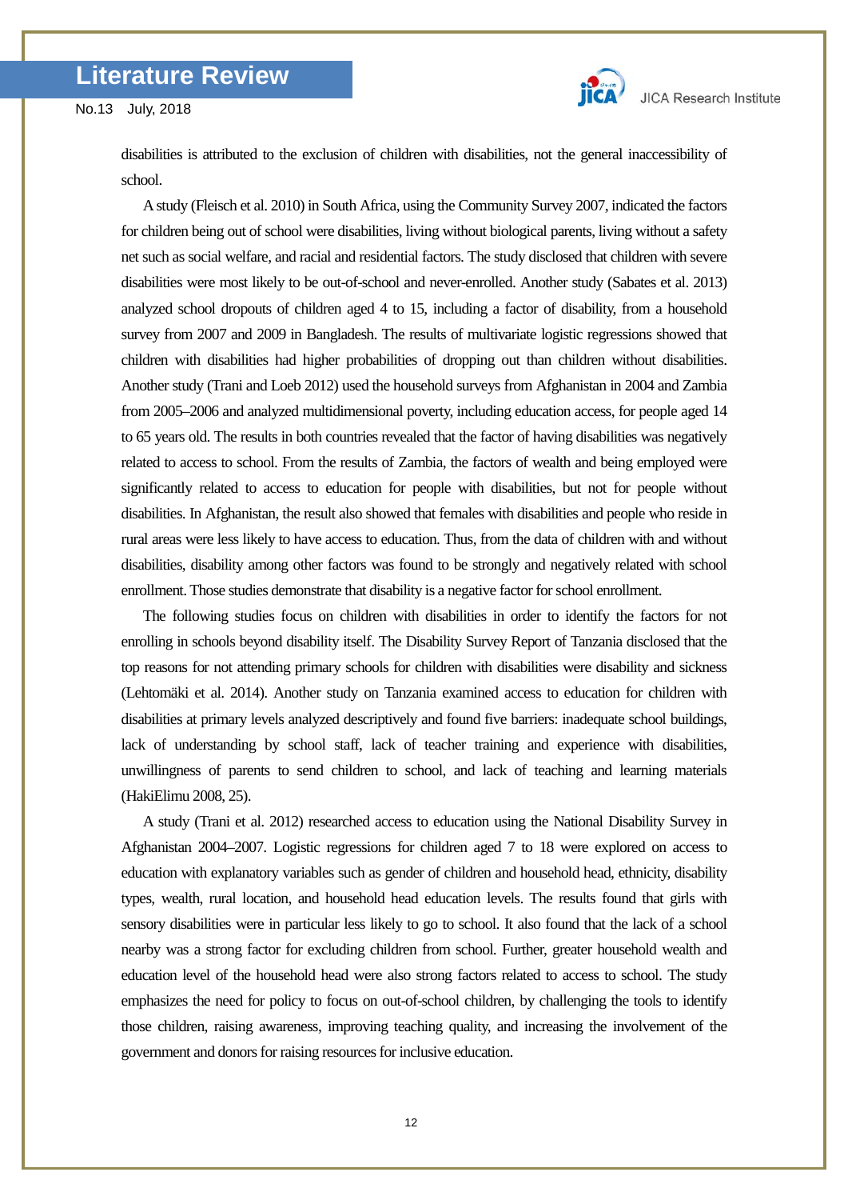disabilities is attributed to the exclusion of children with disabilities, not the general inaccessibility of school.

A study (Fleisch et al. 2010) in South Africa, using the Community Survey 2007, indicated the factors for children being out of school were disabilities, living without biological parents, living without a safety net such as social welfare, and racial and residential factors. The study disclosed that children with severe disabilities were most likely to be out-of-school and never-enrolled. Another study (Sabates et al. 2013) analyzed school dropouts of children aged 4 to 15, including a factor of disability, from a household survey from 2007 and 2009 in Bangladesh. The results of multivariate logistic regressions showed that children with disabilities had higher probabilities of dropping out than children without disabilities. Another study (Trani and Loeb 2012) used the household surveys from Afghanistan in 2004 and Zambia from 2005–2006 and analyzed multidimensional poverty, including education access, for people aged 14 to 65 years old. The results in both countries revealed that the factor of having disabilities was negatively related to access to school. From the results of Zambia, the factors of wealth and being employed were significantly related to access to education for people with disabilities, but not for people without disabilities. In Afghanistan, the result also showed that females with disabilities and people who reside in rural areas were less likely to have access to education. Thus, from the data of children with and without disabilities, disability among other factors was found to be strongly and negatively related with school enrollment. Those studies demonstrate that disability is a negative factor for school enrollment.

The following studies focus on children with disabilities in order to identify the factors for not enrolling in schools beyond disability itself. The Disability Survey Report of Tanzania disclosed that the top reasons for not attending primary schools for children with disabilities were disability and sickness (Lehtomäki et al. 2014). Another study on Tanzania examined access to education for children with disabilities at primary levels analyzed descriptively and found five barriers: inadequate school buildings, lack of understanding by school staff, lack of teacher training and experience with disabilities, unwillingness of parents to send children to school, and lack of teaching and learning materials (HakiElimu 2008, 25).

A study (Trani et al. 2012) researched access to education using the National Disability Survey in Afghanistan 2004–2007. Logistic regressions for children aged 7 to 18 were explored on access to education with explanatory variables such as gender of children and household head, ethnicity, disability types, wealth, rural location, and household head education levels. The results found that girls with sensory disabilities were in particular less likely to go to school. It also found that the lack of a school nearby was a strong factor for excluding children from school. Further, greater household wealth and education level of the household head were also strong factors related to access to school. The study emphasizes the need for policy to focus on out-of-school children, by challenging the tools to identify those children, raising awareness, improving teaching quality, and increasing the involvement of the government and donors for raising resources for inclusive education.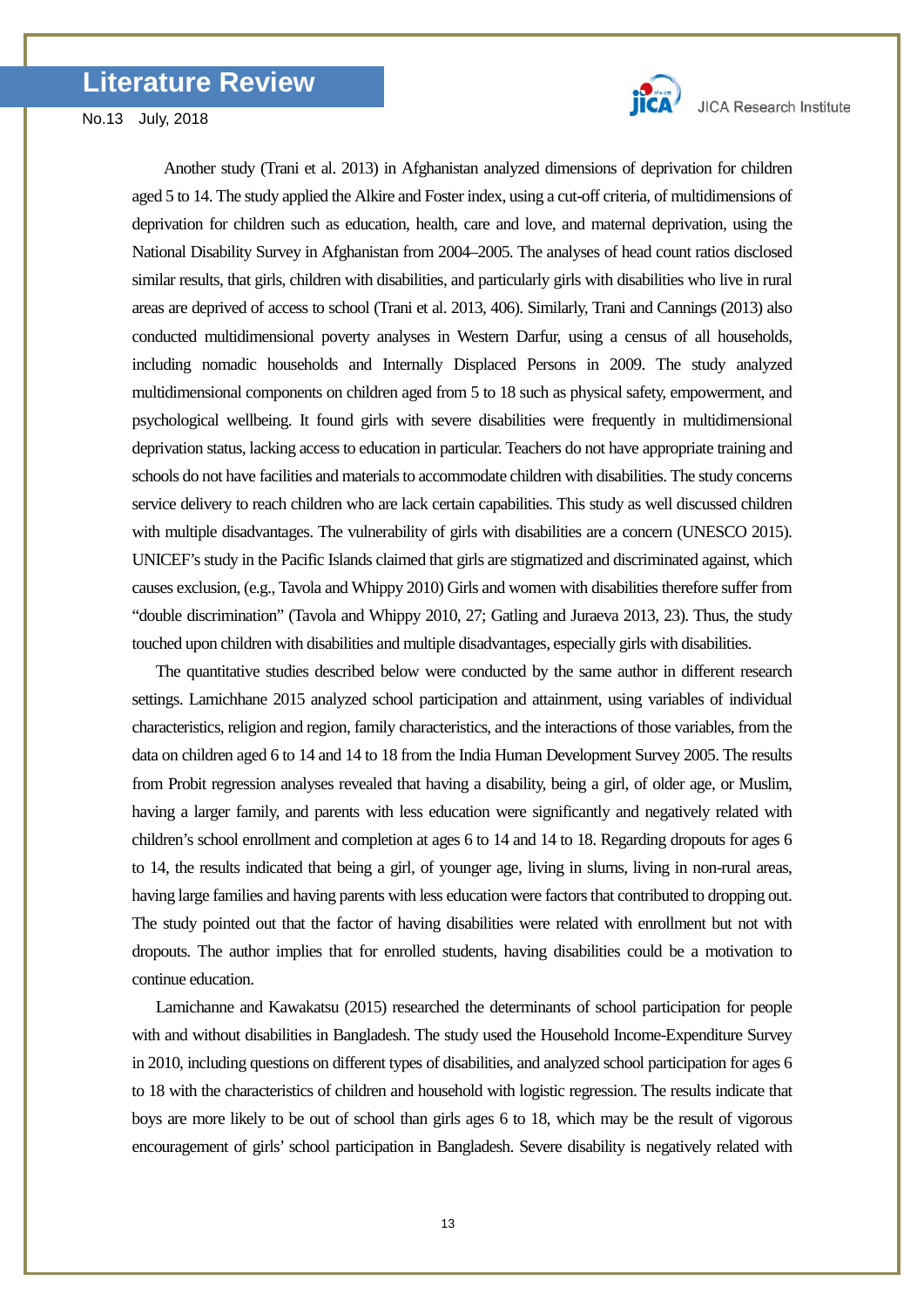Another study (Trani et al. 2013) in Afghanistan analyzed dimensions of deprivation for children aged 5 to 14. The study applied the Alkire and Foster index, using a cut-off criteria, of multidimensions of deprivation for children such as education, health, care and love, and maternal deprivation, using the National Disability Survey in Afghanistan from 2004–2005. The analyses of head count ratios disclosed similar results, that girls, children with disabilities, and particularly girls with disabilities who live in rural areas are deprived of access to school (Trani et al. 2013, 406). Similarly, Trani and Cannings (2013) also conducted multidimensional poverty analyses in Western Darfur, using a census of all households, including nomadic households and Internally Displaced Persons in 2009. The study analyzed multidimensional components on children aged from 5 to 18 such as physical safety, empowerment, and psychological wellbeing. It found girls with severe disabilities were frequently in multidimensional deprivation status, lacking access to education in particular. Teachers do not have appropriate training and schools do not have facilities and materials to accommodate children with disabilities. The study concerns service delivery to reach children who are lack certain capabilities. This study as well discussed children with multiple disadvantages. The vulnerability of girls with disabilities are a concern (UNESCO 2015). UNICEF's study in the Pacific Islands claimed that girls are stigmatized and discriminated against, which causes exclusion, (e.g., Tavola and Whippy 2010) Girls and women with disabilities therefore suffer from "double discrimination" (Tavola and Whippy 2010, 27; Gatling and Juraeva 2013, 23). Thus, the study touched upon children with disabilities and multiple disadvantages, especially girls with disabilities.

The quantitative studies described below were conducted by the same author in different research settings. Lamichhane 2015 analyzed school participation and attainment, using variables of individual characteristics, religion and region, family characteristics, and the interactions of those variables, from the data on children aged 6 to 14 and 14 to 18 from the India Human Development Survey 2005. The results from Probit regression analyses revealed that having a disability, being a girl, of older age, or Muslim, having a larger family, and parents with less education were significantly and negatively related with children's school enrollment and completion at ages 6 to 14 and 14 to 18. Regarding dropouts for ages 6 to 14, the results indicated that being a girl, of younger age, living in slums, living in non-rural areas, having large families and having parents with less education were factors that contributed to dropping out. The study pointed out that the factor of having disabilities were related with enrollment but not with dropouts. The author implies that for enrolled students, having disabilities could be a motivation to continue education.

Lamichanne and Kawakatsu (2015) researched the determinants of school participation for people with and without disabilities in Bangladesh. The study used the Household Income-Expenditure Survey in 2010, including questions on different types of disabilities, and analyzed school participation for ages 6 to 18 with the characteristics of children and household with logistic regression. The results indicate that boys are more likely to be out of school than girls ages 6 to 18, which may be the result of vigorous encouragement of girls' school participation in Bangladesh. Severe disability is negatively related with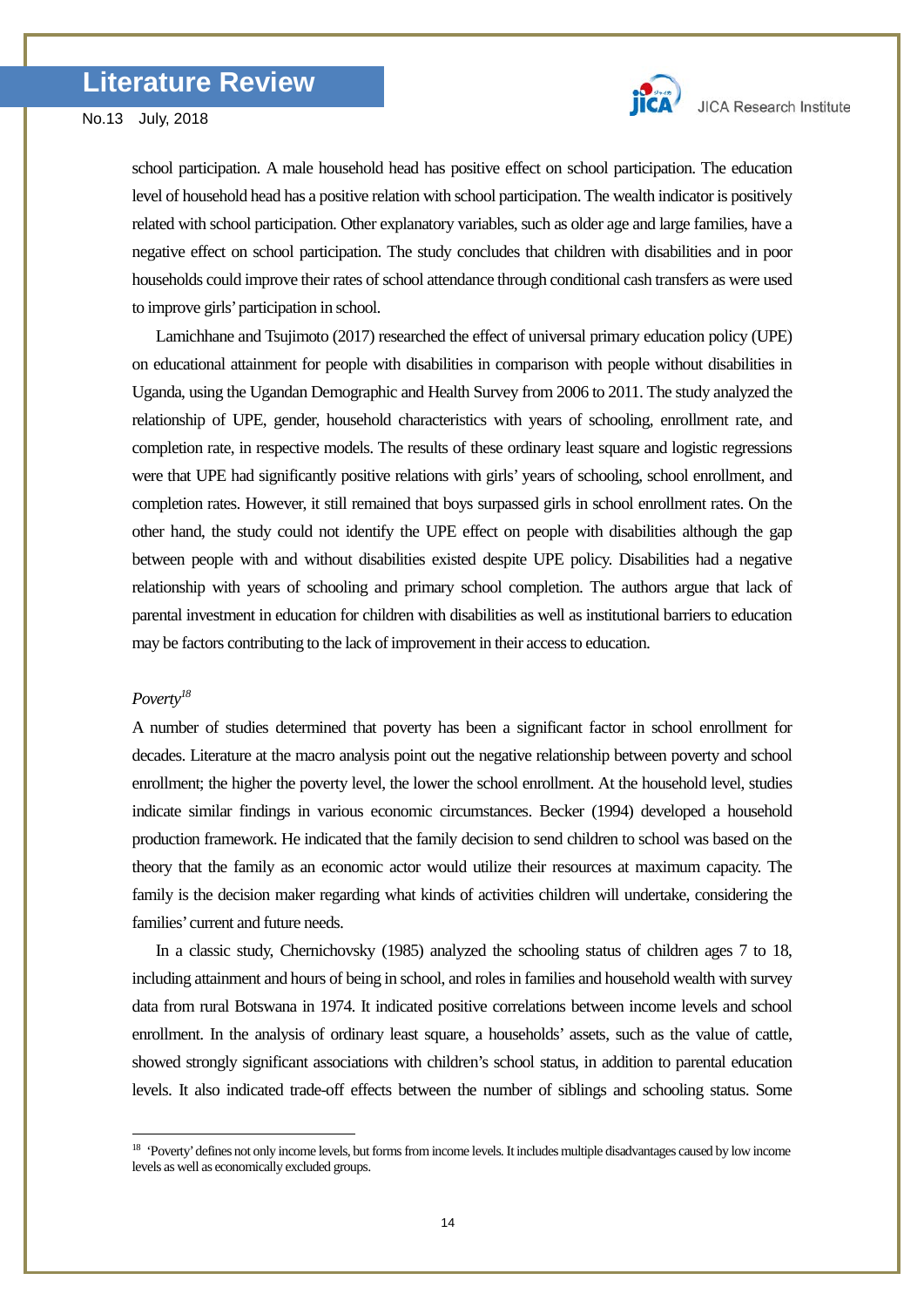school participation. A male household head has positive effect on school participation. The education level of household head has a positive relation with school participation. The wealth indicator is positively related with school participation. Other explanatory variables, such as older age and large families, have a negative effect on school participation. The study concludes that children with disabilities and in poor households could improve their rates of school attendance through conditional cash transfers as were used to improve girls' participation in school.

Lamichhane and Tsujimoto (2017) researched the effect of universal primary education policy (UPE) on educational attainment for people with disabilities in comparison with people without disabilities in Uganda, using the Ugandan Demographic and Health Survey from 2006 to 2011. The study analyzed the relationship of UPE, gender, household characteristics with years of schooling, enrollment rate, and completion rate, in respective models. The results of these ordinary least square and logistic regressions were that UPE had significantly positive relations with girls' years of schooling, school enrollment, and completion rates. However, it still remained that boys surpassed girls in school enrollment rates. On the other hand, the study could not identify the UPE effect on people with disabilities although the gap between people with and without disabilities existed despite UPE policy. Disabilities had a negative relationship with years of schooling and primary school completion. The authors argue that lack of parental investment in education for children with disabilities as well as institutional barriers to education may be factors contributing to the lack of improvement in their access to education.

*Poverty*[18]

A number of studies determined that poverty has been a significant factor in school enrollment for decades. Literature at the macro analysis point out the negative relationship between poverty and school enrollment; the higher the poverty level, the lower the school enrollment. At the household level, studies indicate similar findings in various economic circumstances. Becker (1994) developed a household production framework. He indicated that the family decision to send children to school was based on the theory that the family as an economic actor would utilize their resources at maximum capacity. The family is the decision maker regarding what kinds of activities children will undertake, considering the families' current and future needs.

In a classic study, Chernichovsky (1985) analyzed the schooling status of children ages 7 to 18, including attainment and hours of being in school, and roles in families and household wealth with survey data from rural Botswana in 1974. It indicated positive correlations between income levels and school enrollment. In the analysis of ordinary least square, a households' assets, such as the value of cattle, showed strongly significant associations with children's school status, in addition to parental education levels. It also indicated trade-off effects between the number of siblings and schooling status. Some

---

[18] 'Poverty' defines not only income levels, but forms from income levels. It includes multiple disadvantages caused by low income levels as well as economically excluded groups.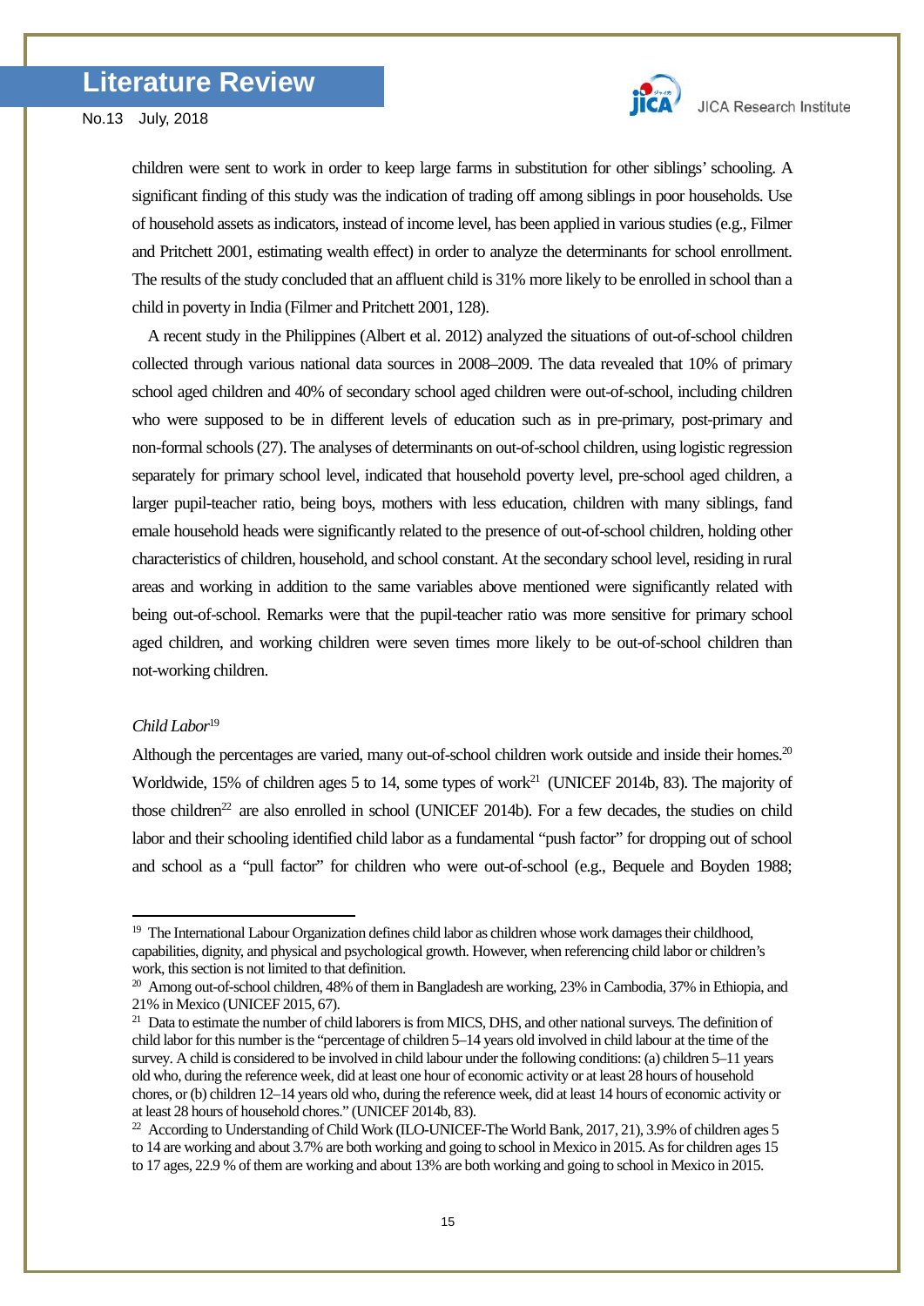children were sent to work in order to keep large farms in substitution for other siblings' schooling. A significant finding of this study was the indication of trading off among siblings in poor households. Use of household assets as indicators, instead of income level, has been applied in various studies (e.g., Filmer and Pritchett 2001, estimating wealth effect) in order to analyze the determinants for school enrollment. The results of the study concluded that an affluent child is 31% more likely to be enrolled in school than a child in poverty in India (Filmer and Pritchett 2001, 128).

A recent study in the Philippines (Albert et al. 2012) analyzed the situations of out-of-school children collected through various national data sources in 2008–2009. The data revealed that 10% of primary school aged children and 40% of secondary school aged children were out-of-school, including children who were supposed to be in different levels of education such as in pre-primary, post-primary and non-formal schools (27). The analyses of determinants on out-of-school children, using logistic regression separately for primary school level, indicated that household poverty level, pre-school aged children, a larger pupil-teacher ratio, being boys, mothers with less education, children with many siblings, fand emale household heads were significantly related to the presence of out-of-school children, holding other characteristics of children, household, and school constant. At the secondary school level, residing in rural areas and working in addition to the same variables above mentioned were significantly related with being out-of-school. Remarks were that the pupil-teacher ratio was more sensitive for primary school aged children, and working children were seven times more likely to be out-of-school children than not-working children.

*Child Labor*[19]

Although the percentages are varied, many out-of-school children work outside and inside their homes.[20] Worldwide, 15% of children ages 5 to 14, some types of work[21] (UNICEF 2014b, 83). The majority of those children[22] are also enrolled in school (UNICEF 2014b). For a few decades, the studies on child labor and their schooling identified child labor as a fundamental "push factor" for dropping out of school and school as a "pull factor" for children who were out-of-school (e.g., Bequele and Boyden 1988;

---

[19] The International Labour Organization defines child labor as children whose work damages their childhood, capabilities, dignity, and physical and psychological growth. However, when referencing child labor or children's work, this section is not limited to that definition.

[20] Among out-of-school children, 48% of them in Bangladesh are working, 23% in Cambodia, 37% in Ethiopia, and 21% in Mexico (UNICEF 2015, 67).

[21] Data to estimate the number of child laborers is from MICS, DHS, and other national surveys. The definition of child labor for this number is the "percentage of children 5–14 years old involved in child labour at the time of the survey. A child is considered to be involved in child labour under the following conditions: (a) children 5–11 years old who, during the reference week, did at least one hour of economic activity or at least 28 hours of household chores, or (b) children 12–14 years old who, during the reference week, did at least 14 hours of economic activity or at least 28 hours of household chores." (UNICEF 2014b, 83).

[22] According to Understanding of Child Work (ILO-UNICEF-The World Bank, 2017, 21), 3.9% of children ages 5 to 14 are working and about 3.7% are both working and going to school in Mexico in 2015. As for children ages 15 to 17 ages, 22.9 % of them are working and about 13% are both working and going to school in Mexico in 2015.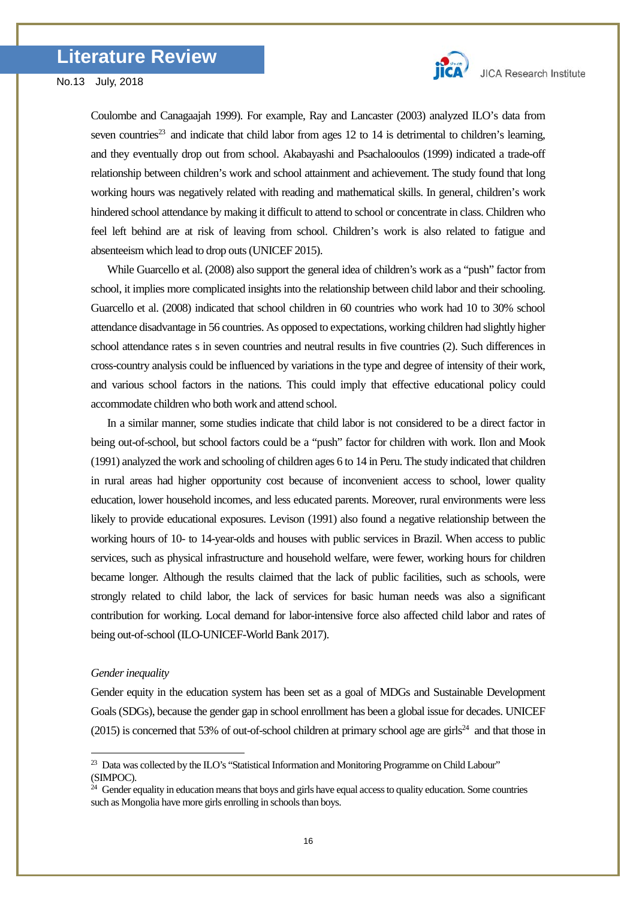Coulombe and Canagaajah 1999). For example, Ray and Lancaster (2003) analyzed ILO's data from seven countries[23] and indicate that child labor from ages 12 to 14 is detrimental to children's learning, and they eventually drop out from school. Akabayashi and Psachalooulos (1999) indicated a trade-off relationship between children's work and school attainment and achievement. The study found that long working hours was negatively related with reading and mathematical skills. In general, children's work hindered school attendance by making it difficult to attend to school or concentrate in class. Children who feel left behind are at risk of leaving from school. Children's work is also related to fatigue and absenteeism which lead to drop outs (UNICEF 2015).

While Guarcello et al. (2008) also support the general idea of children's work as a "push" factor from school, it implies more complicated insights into the relationship between child labor and their schooling. Guarcello et al. (2008) indicated that school children in 60 countries who work had 10 to 30% school attendance disadvantage in 56 countries. As opposed to expectations, working children had slightly higher school attendance rates s in seven countries and neutral results in five countries (2). Such differences in cross-country analysis could be influenced by variations in the type and degree of intensity of their work, and various school factors in the nations. This could imply that effective educational policy could accommodate children who both work and attend school.

In a similar manner, some studies indicate that child labor is not considered to be a direct factor in being out-of-school, but school factors could be a "push" factor for children with work. Ilon and Mook (1991) analyzed the work and schooling of children ages 6 to 14 in Peru. The study indicated that children in rural areas had higher opportunity cost because of inconvenient access to school, lower quality education, lower household incomes, and less educated parents. Moreover, rural environments were less likely to provide educational exposures. Levison (1991) also found a negative relationship between the working hours of 10- to 14-year-olds and houses with public services in Brazil. When access to public services, such as physical infrastructure and household welfare, were fewer, working hours for children became longer. Although the results claimed that the lack of public facilities, such as schools, were strongly related to child labor, the lack of services for basic human needs was also a significant contribution for working. Local demand for labor-intensive force also affected child labor and rates of being out-of-school (ILO-UNICEF-World Bank 2017).

*Gender inequality*

Gender equity in the education system has been set as a goal of MDGs and Sustainable Development Goals (SDGs), because the gender gap in school enrollment has been a global issue for decades. UNICEF (2015) is concerned that 53% of out-of-school children at primary school age are girls[24] and that those in

---

[23] Data was collected by the ILO's "Statistical Information and Monitoring Programme on Child Labour" (SIMPOC).

[24] Gender equality in education means that boys and girls have equal access to quality education. Some countries such as Mongolia have more girls enrolling in schools than boys.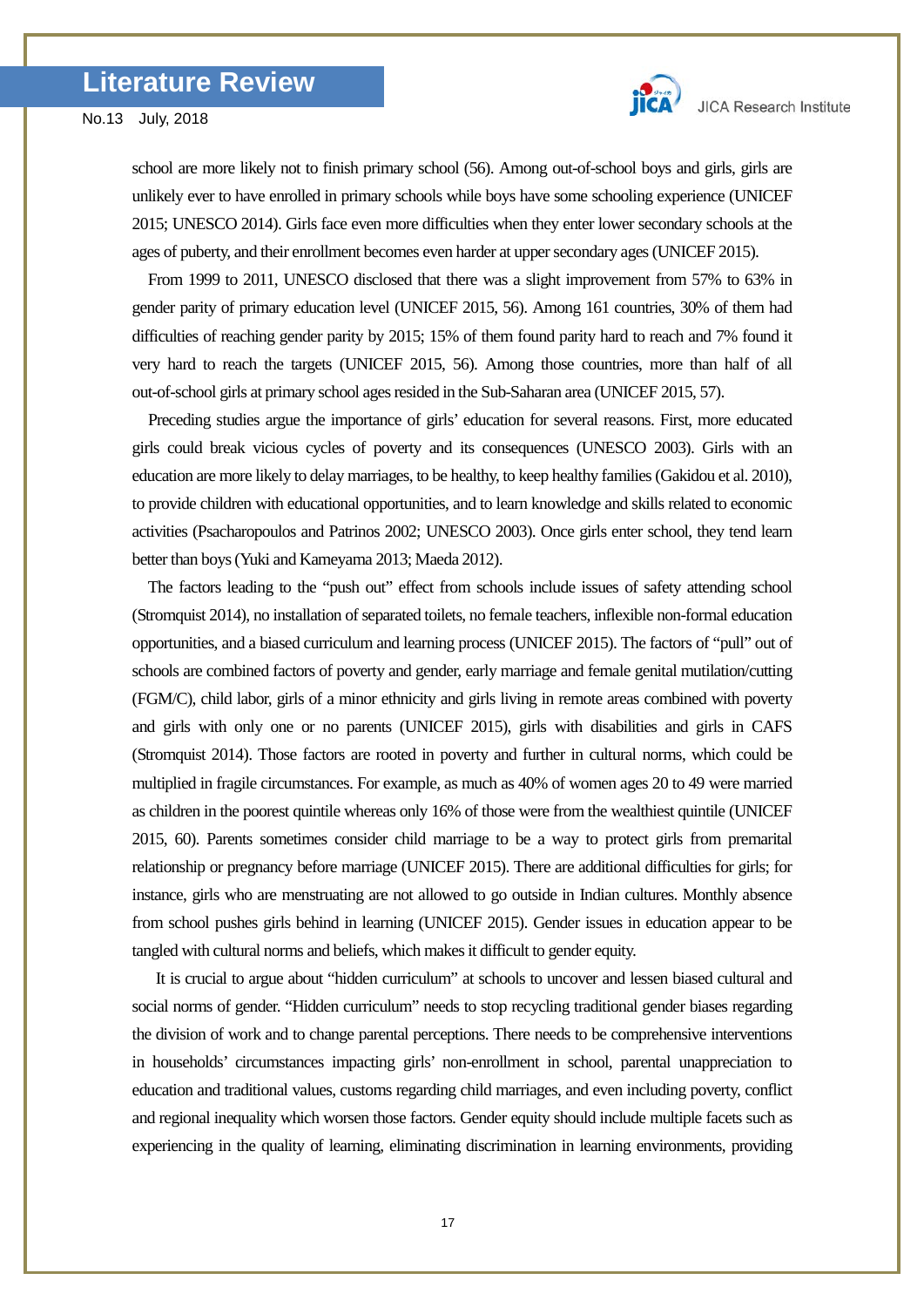school are more likely not to finish primary school (56). Among out-of-school boys and girls, girls are unlikely ever to have enrolled in primary schools while boys have some schooling experience (UNICEF 2015; UNESCO 2014). Girls face even more difficulties when they enter lower secondary schools at the ages of puberty, and their enrollment becomes even harder at upper secondary ages (UNICEF 2015).

From 1999 to 2011, UNESCO disclosed that there was a slight improvement from 57% to 63% in gender parity of primary education level (UNICEF 2015, 56). Among 161 countries, 30% of them had difficulties of reaching gender parity by 2015; 15% of them found parity hard to reach and 7% found it very hard to reach the targets (UNICEF 2015, 56). Among those countries, more than half of all out-of-school girls at primary school ages resided in the Sub-Saharan area (UNICEF 2015, 57).

Preceding studies argue the importance of girls' education for several reasons. First, more educated girls could break vicious cycles of poverty and its consequences (UNESCO 2003). Girls with an education are more likely to delay marriages, to be healthy, to keep healthy families (Gakidou et al. 2010), to provide children with educational opportunities, and to learn knowledge and skills related to economic activities (Psacharopoulos and Patrinos 2002; UNESCO 2003). Once girls enter school, they tend learn better than boys (Yuki and Kameyama 2013; Maeda 2012).

The factors leading to the "push out" effect from schools include issues of safety attending school (Stromquist 2014), no installation of separated toilets, no female teachers, inflexible non-formal education opportunities, and a biased curriculum and learning process (UNICEF 2015). The factors of "pull" out of schools are combined factors of poverty and gender, early marriage and female genital mutilation/cutting (FGM/C), child labor, girls of a minor ethnicity and girls living in remote areas combined with poverty and girls with only one or no parents (UNICEF 2015), girls with disabilities and girls in CAFS (Stromquist 2014). Those factors are rooted in poverty and further in cultural norms, which could be multiplied in fragile circumstances. For example, as much as 40% of women ages 20 to 49 were married as children in the poorest quintile whereas only 16% of those were from the wealthiest quintile (UNICEF 2015, 60). Parents sometimes consider child marriage to be a way to protect girls from premarital relationship or pregnancy before marriage (UNICEF 2015). There are additional difficulties for girls; for instance, girls who are menstruating are not allowed to go outside in Indian cultures. Monthly absence from school pushes girls behind in learning (UNICEF 2015). Gender issues in education appear to be tangled with cultural norms and beliefs, which makes it difficult to gender equity.

It is crucial to argue about "hidden curriculum" at schools to uncover and lessen biased cultural and social norms of gender. "Hidden curriculum" needs to stop recycling traditional gender biases regarding the division of work and to change parental perceptions. There needs to be comprehensive interventions in households' circumstances impacting girls' non-enrollment in school, parental unappreciation to education and traditional values, customs regarding child marriages, and even including poverty, conflict and regional inequality which worsen those factors. Gender equity should include multiple facets such as experiencing in the quality of learning, eliminating discrimination in learning environments, providing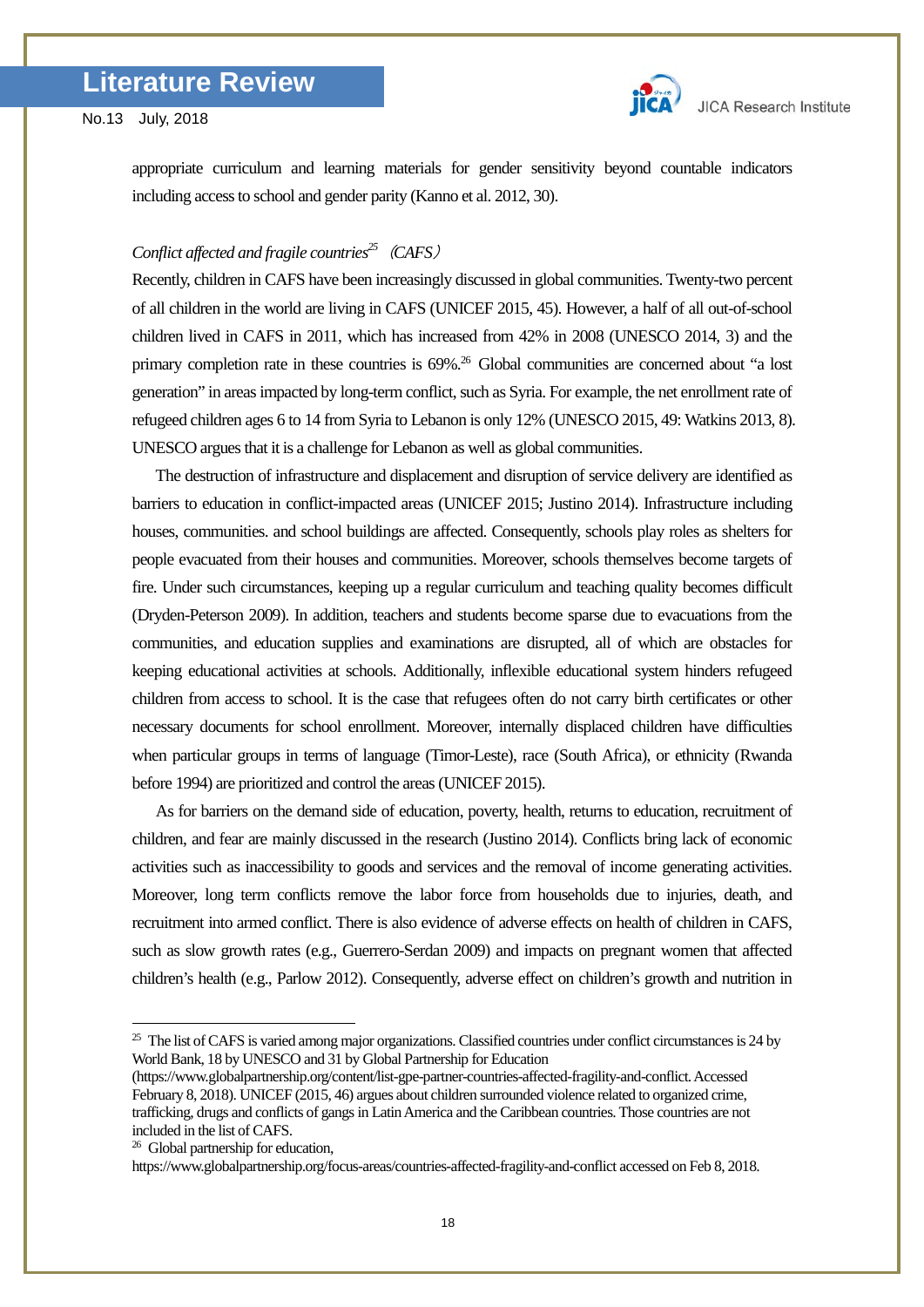appropriate curriculum and learning materials for gender sensitivity beyond countable indicators including access to school and gender parity (Kanno et al. 2012, 30).

*Conflict affected and fragile countries*[25] （*CAFS*）

Recently, children in CAFS have been increasingly discussed in global communities. Twenty-two percent of all children in the world are living in CAFS (UNICEF 2015, 45). However, a half of all out-of-school children lived in CAFS in 2011, which has increased from 42% in 2008 (UNESCO 2014, 3) and the primary completion rate in these countries is 69%.[26] Global communities are concerned about "a lost generation" in areas impacted by long-term conflict, such as Syria. For example, the net enrollment rate of refugeed children ages 6 to 14 from Syria to Lebanon is only 12% (UNESCO 2015, 49: Watkins 2013, 8). UNESCO argues that it is a challenge for Lebanon as well as global communities.

The destruction of infrastructure and displacement and disruption of service delivery are identified as barriers to education in conflict-impacted areas (UNICEF 2015; Justino 2014). Infrastructure including houses, communities. and school buildings are affected. Consequently, schools play roles as shelters for people evacuated from their houses and communities. Moreover, schools themselves become targets of fire. Under such circumstances, keeping up a regular curriculum and teaching quality becomes difficult (Dryden-Peterson 2009). In addition, teachers and students become sparse due to evacuations from the communities, and education supplies and examinations are disrupted, all of which are obstacles for keeping educational activities at schools. Additionally, inflexible educational system hinders refugeed children from access to school. It is the case that refugees often do not carry birth certificates or other necessary documents for school enrollment. Moreover, internally displaced children have difficulties when particular groups in terms of language (Timor-Leste), race (South Africa), or ethnicity (Rwanda before 1994) are prioritized and control the areas (UNICEF 2015).

As for barriers on the demand side of education, poverty, health, returns to education, recruitment of children, and fear are mainly discussed in the research (Justino 2014). Conflicts bring lack of economic activities such as inaccessibility to goods and services and the removal of income generating activities. Moreover, long term conflicts remove the labor force from households due to injuries, death, and recruitment into armed conflict. There is also evidence of adverse effects on health of children in CAFS, such as slow growth rates (e.g., Guerrero-Serdan 2009) and impacts on pregnant women that affected children's health (e.g., Parlow 2012). Consequently, adverse effect on children's growth and nutrition in

---

[25] The list of CAFS is varied among major organizations. Classified countries under conflict circumstances is 24 by World Bank, 18 by UNESCO and 31 by Global Partnership for Education (https://www.globalpartnership.org/content/list-gpe-partner-countries-affected-fragility-and-conflict. Accessed February 8, 2018). UNICEF (2015, 46) argues about children surrounded violence related to organized crime, trafficking, drugs and conflicts of gangs in Latin America and the Caribbean countries. Those countries are not included in the list of CAFS.

[26] Global partnership for education, https://www.globalpartnership.org/focus-areas/countries-affected-fragility-and-conflict accessed on Feb 8, 2018.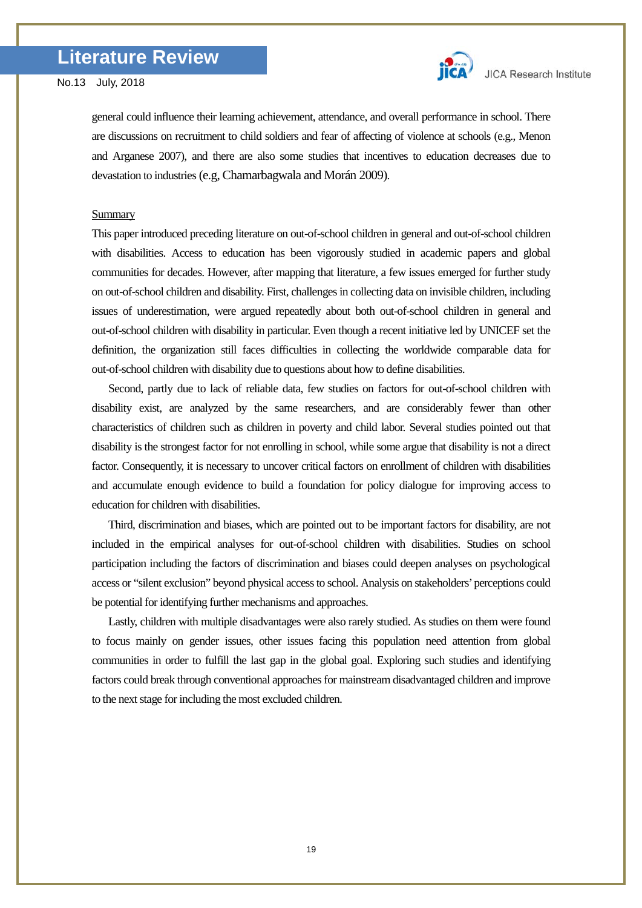general could influence their learning achievement, attendance, and overall performance in school. There are discussions on recruitment to child soldiers and fear of affecting of violence at schools (e.g., Menon and Arganese 2007), and there are also some studies that incentives to education decreases due to devastation to industries (e.g, Chamarbagwala and Morán 2009).

<u>Summary</u>

This paper introduced preceding literature on out-of-school children in general and out-of-school children with disabilities. Access to education has been vigorously studied in academic papers and global communities for decades. However, after mapping that literature, a few issues emerged for further study on out-of-school children and disability. First, challenges in collecting data on invisible children, including issues of underestimation, were argued repeatedly about both out-of-school children in general and out-of-school children with disability in particular. Even though a recent initiative led by UNICEF set the definition, the organization still faces difficulties in collecting the worldwide comparable data for out-of-school children with disability due to questions about how to define disabilities.

Second, partly due to lack of reliable data, few studies on factors for out-of-school children with disability exist, are analyzed by the same researchers, and are considerably fewer than other characteristics of children such as children in poverty and child labor. Several studies pointed out that disability is the strongest factor for not enrolling in school, while some argue that disability is not a direct factor. Consequently, it is necessary to uncover critical factors on enrollment of children with disabilities and accumulate enough evidence to build a foundation for policy dialogue for improving access to education for children with disabilities.

Third, discrimination and biases, which are pointed out to be important factors for disability, are not included in the empirical analyses for out-of-school children with disabilities. Studies on school participation including the factors of discrimination and biases could deepen analyses on psychological access or "silent exclusion" beyond physical access to school. Analysis on stakeholders' perceptions could be potential for identifying further mechanisms and approaches.

Lastly, children with multiple disadvantages were also rarely studied. As studies on them were found to focus mainly on gender issues, other issues facing this population need attention from global communities in order to fulfill the last gap in the global goal. Exploring such studies and identifying factors could break through conventional approaches for mainstream disadvantaged children and improve to the next stage for including the most excluded children.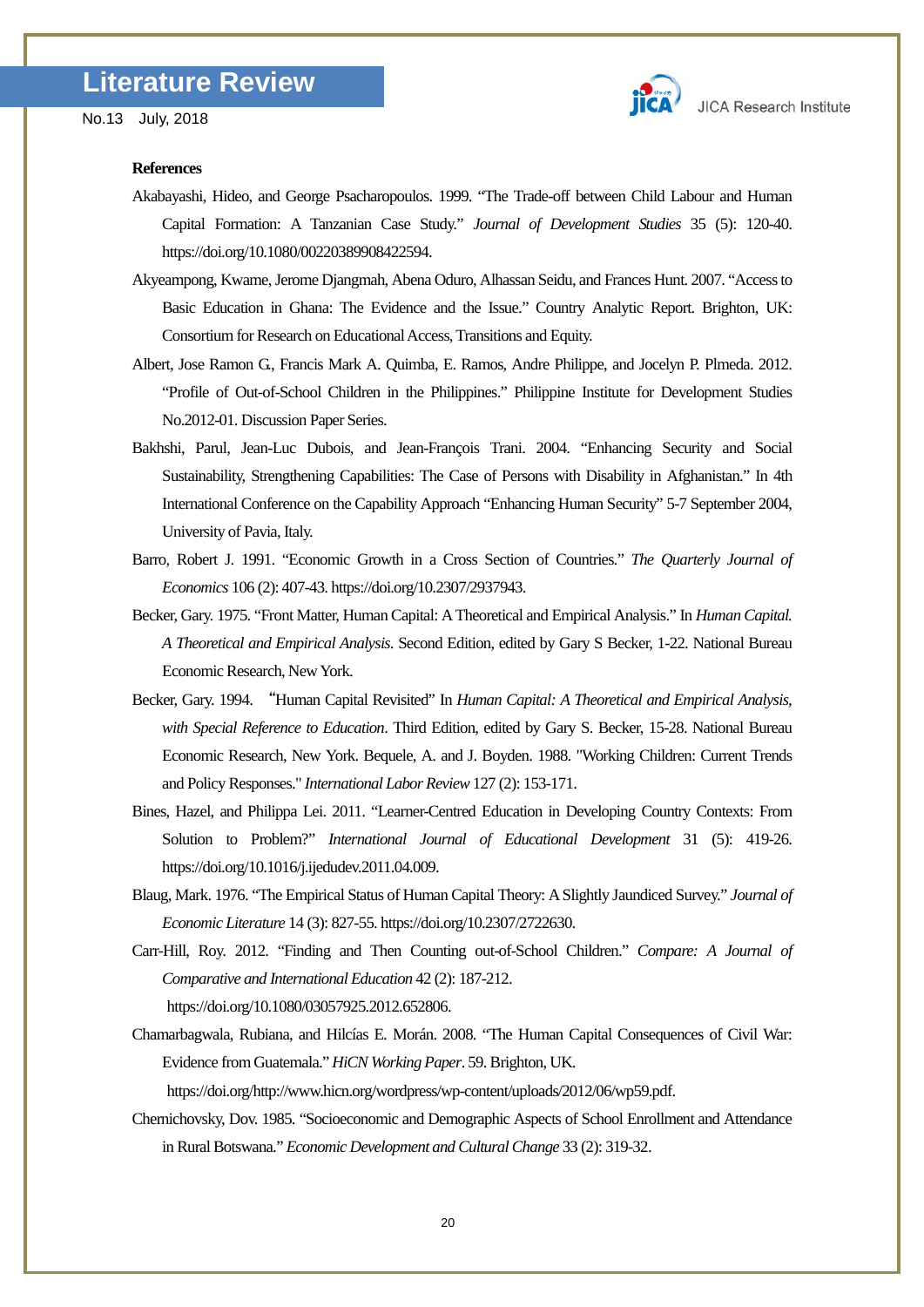**References**

Akabayashi, Hideo, and George Psacharopoulos. 1999. "The Trade-off between Child Labour and Human Capital Formation: A Tanzanian Case Study." *Journal of Development Studies* 35 (5): 120-40. https://doi.org/10.1080/00220389908422594.

Akyeampong, Kwame, Jerome Djangmah, Abena Oduro, Alhassan Seidu, and Frances Hunt. 2007. "Access to Basic Education in Ghana: The Evidence and the Issue." Country Analytic Report. Brighton, UK: Consortium for Research on Educational Access, Transitions and Equity.

Albert, Jose Ramon G., Francis Mark A. Quimba, E. Ramos, Andre Philippe, and Jocelyn P. Plmeda. 2012. "Profile of Out-of-School Children in the Philippines." Philippine Institute for Development Studies No.2012-01. Discussion Paper Series.

Bakhshi, Parul, Jean-Luc Dubois, and Jean-François Trani. 2004. "Enhancing Security and Social Sustainability, Strengthening Capabilities: The Case of Persons with Disability in Afghanistan." In 4th International Conference on the Capability Approach "Enhancing Human Security" 5-7 September 2004, University of Pavia, Italy.

Barro, Robert J. 1991. "Economic Growth in a Cross Section of Countries." *The Quarterly Journal of Economics* 106 (2): 407-43. https://doi.org/10.2307/2937943.

Becker, Gary. 1975. "Front Matter, Human Capital: A Theoretical and Empirical Analysis." In *Human Capital. A Theoretical and Empirical Analysis.* Second Edition, edited by Gary S Becker, 1-22. National Bureau Economic Research, New York.

Becker, Gary. 1994. "Human Capital Revisited" In *Human Capital: A Theoretical and Empirical Analysis, with Special Reference to Education*. Third Edition, edited by Gary S. Becker, 15-28. National Bureau Economic Research, New York. Bequele, A. and J. Boyden. 1988. "Working Children: Current Trends and Policy Responses." *International Labor Review* 127 (2): 153-171.

Bines, Hazel, and Philippa Lei. 2011. "Learner-Centred Education in Developing Country Contexts: From Solution to Problem?" *International Journal of Educational Development* 31 (5): 419-26. https://doi.org/10.1016/j.ijedudev.2011.04.009.

Blaug, Mark. 1976. "The Empirical Status of Human Capital Theory: A Slightly Jaundiced Survey." *Journal of Economic Literature* 14 (3): 827-55. https://doi.org/10.2307/2722630.

Carr-Hill, Roy. 2012. "Finding and Then Counting out-of-School Children." *Compare: A Journal of Comparative and International Education* 42 (2): 187-212. https://doi.org/10.1080/03057925.2012.652806.

Chamarbagwala, Rubiana, and Hilcías E. Morán. 2008. "The Human Capital Consequences of Civil War: Evidence from Guatemala." *HiCN Working Paper*. 59. Brighton, UK. https://doi.org/http://www.hicn.org/wordpress/wp-content/uploads/2012/06/wp59.pdf.

Chernichovsky, Dov. 1985. "Socioeconomic and Demographic Aspects of School Enrollment and Attendance in Rural Botswana." *Economic Development and Cultural Change* 33 (2): 319-32.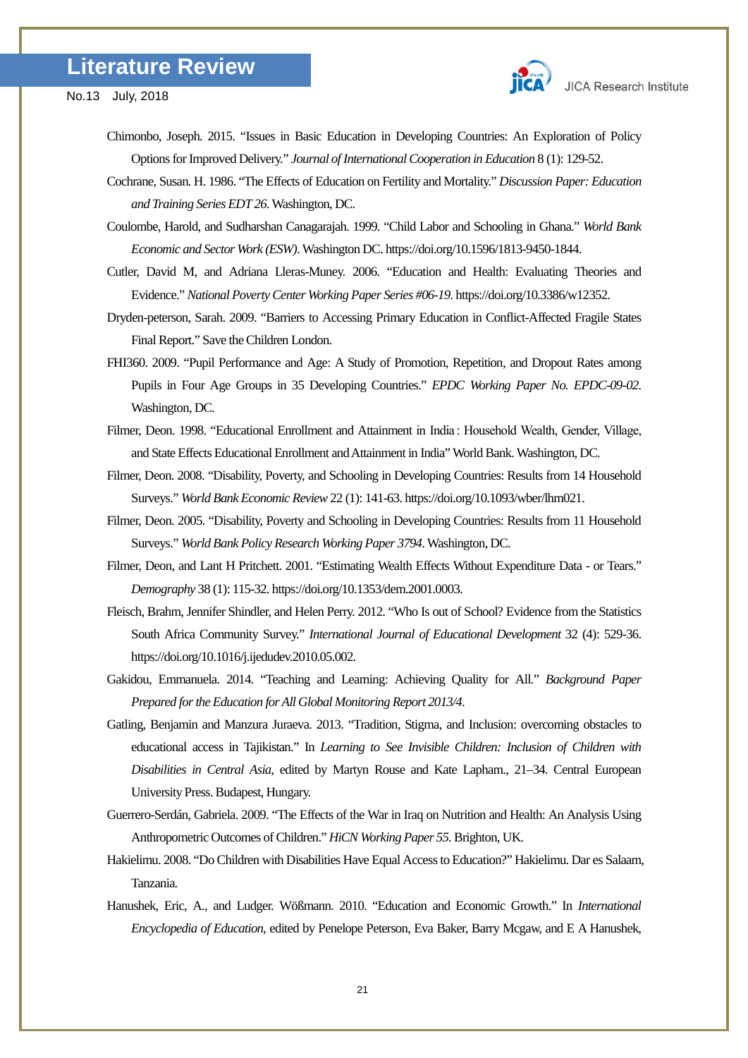Chimonbo, Joseph. 2015. "Issues in Basic Education in Developing Countries: An Exploration of Policy Options for Improved Delivery." *Journal of International Cooperation in Education* 8 (1): 129-52.

Cochrane, Susan. H. 1986. "The Effects of Education on Fertility and Mortality." *Discussion Paper: Education and Training Series EDT 26*. Washington, DC.

Coulombe, Harold, and Sudharshan Canagarajah. 1999. "Child Labor and Schooling in Ghana." *World Bank Economic and Sector Work (ESW)*. Washington DC. https://doi.org/10.1596/1813-9450-1844.

Cutler, David M, and Adriana Lleras-Muney. 2006. "Education and Health: Evaluating Theories and Evidence." *National Poverty Center Working Paper Series #06-19*. https://doi.org/10.3386/w12352.

Dryden-peterson, Sarah. 2009. "Barriers to Accessing Primary Education in Conflict-Affected Fragile States Final Report." Save the Children London.

FHI360. 2009. "Pupil Performance and Age: A Study of Promotion, Repetition, and Dropout Rates among Pupils in Four Age Groups in 35 Developing Countries." *EPDC Working Paper No. EPDC-09-02*. Washington, DC.

Filmer, Deon. 1998. "Educational Enrollment and Attainment in India : Household Wealth, Gender, Village, and State Effects Educational Enrollment and Attainment in India" World Bank. Washington, DC.

Filmer, Deon. 2008. "Disability, Poverty, and Schooling in Developing Countries: Results from 14 Household Surveys." *World Bank Economic Review* 22 (1): 141-63. https://doi.org/10.1093/wber/lhm021.

Filmer, Deon. 2005. "Disability, Poverty and Schooling in Developing Countries: Results from 11 Household Surveys." *World Bank Policy Research Working Paper 3794*. Washington, DC.

Filmer, Deon, and Lant H Pritchett. 2001. "Estimating Wealth Effects Without Expenditure Data - or Tears." *Demography* 38 (1): 115-32. https://doi.org/10.1353/dem.2001.0003.

Fleisch, Brahm, Jennifer Shindler, and Helen Perry. 2012. "Who Is out of School? Evidence from the Statistics South Africa Community Survey." *International Journal of Educational Development* 32 (4): 529-36. https://doi.org/10.1016/j.ijedudev.2010.05.002.

Gakidou, Emmanuela. 2014. "Teaching and Learning: Achieving Quality for All." *Background Paper Prepared for the Education for All Global Monitoring Report 2013/4*.

Gatling, Benjamin and Manzura Juraeva. 2013. "Tradition, Stigma, and Inclusion: overcoming obstacles to educational access in Tajikistan." In *Learning to See Invisible Children: Inclusion of Children with Disabilities in Central Asia*, edited by Martyn Rouse and Kate Lapham., 21–34. Central European University Press. Budapest, Hungary.

Guerrero-Serdán, Gabriela. 2009. "The Effects of the War in Iraq on Nutrition and Health: An Analysis Using Anthropometric Outcomes of Children." *HiCN Working Paper 55*. Brighton, UK.

Hakielimu. 2008. "Do Children with Disabilities Have Equal Access to Education?" Hakielimu. Dar es Salaam, Tanzania.

Hanushek, Eric, A., and Ludger. Wößmann. 2010. "Education and Economic Growth." In *International Encyclopedia of Education*, edited by Penelope Peterson, Eva Baker, Barry Mcgaw, and E A Hanushek,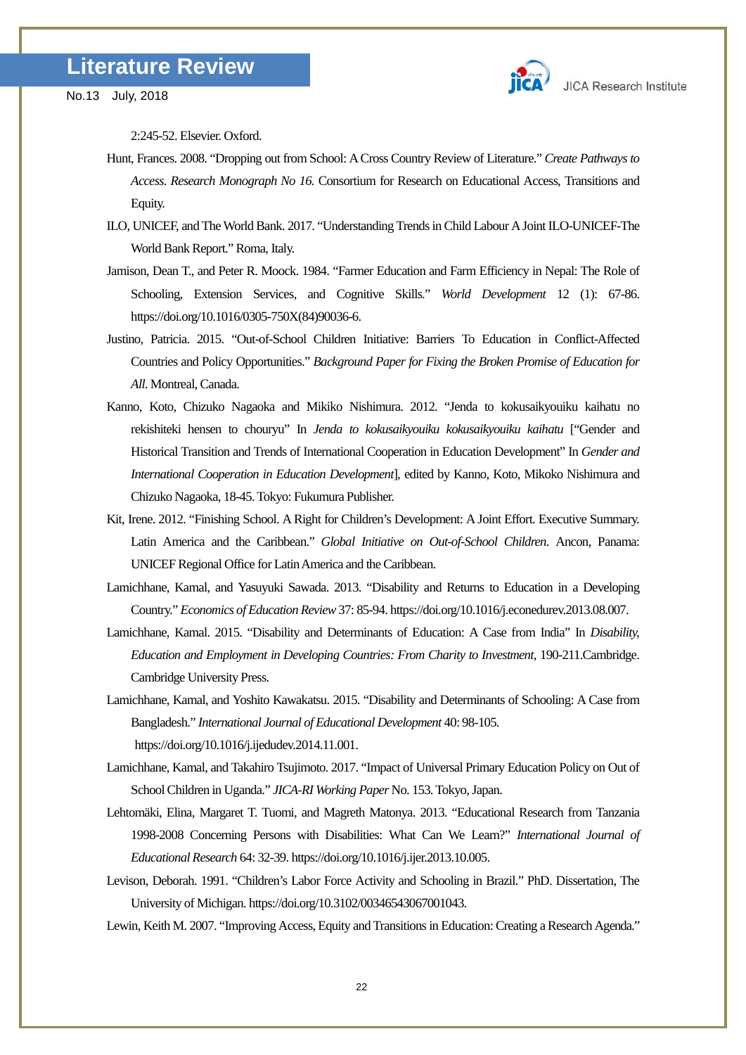2:245-52. Elsevier. Oxford.

Hunt, Frances. 2008. "Dropping out from School: A Cross Country Review of Literature." *Create Pathways to Access. Research Monograph No 16.* Consortium for Research on Educational Access, Transitions and Equity.

ILO, UNICEF, and The World Bank. 2017. "Understanding Trends in Child Labour A Joint ILO-UNICEF-The World Bank Report." Roma, Italy.

Jamison, Dean T., and Peter R. Moock. 1984. "Farmer Education and Farm Efficiency in Nepal: The Role of Schooling, Extension Services, and Cognitive Skills." *World Development* 12 (1): 67-86. https://doi.org/10.1016/0305-750X(84)90036-6.

Justino, Patricia. 2015. "Out-of-School Children Initiative: Barriers To Education in Conflict-Affected Countries and Policy Opportunities." *Background Paper for Fixing the Broken Promise of Education for All.* Montreal, Canada.

Kanno, Koto, Chizuko Nagaoka and Mikiko Nishimura. 2012. "Jenda to kokusaikyouiku kaihatu no rekishiteki hensen to chouryu" In *Jenda to kokusaikyouiku kokusaikyouiku kaihatu* ["Gender and Historical Transition and Trends of International Cooperation in Education Development" In *Gender and International Cooperation in Education Development*], edited by Kanno, Koto, Mikoko Nishimura and Chizuko Nagaoka, 18-45. Tokyo: Fukumura Publisher.

Kit, Irene. 2012. "Finishing School. A Right for Children's Development: A Joint Effort. Executive Summary. Latin America and the Caribbean." *Global Initiative on Out-of-School Children*. Ancon, Panama: UNICEF Regional Office for Latin America and the Caribbean.

Lamichhane, Kamal, and Yasuyuki Sawada. 2013. "Disability and Returns to Education in a Developing Country." *Economics of Education Review* 37: 85-94. https://doi.org/10.1016/j.econedurev.2013.08.007.

Lamichhane, Kamal. 2015. "Disability and Determinants of Education: A Case from India" In *Disability, Education and Employment in Developing Countries: From Charity to Investment*, 190-211.Cambridge. Cambridge University Press.

Lamichhane, Kamal, and Yoshito Kawakatsu. 2015. "Disability and Determinants of Schooling: A Case from Bangladesh." *International Journal of Educational Development* 40: 98-105. https://doi.org/10.1016/j.ijedudev.2014.11.001.

Lamichhane, Kamal, and Takahiro Tsujimoto. 2017. "Impact of Universal Primary Education Policy on Out of School Children in Uganda." *JICA-RI Working Paper* No. 153. Tokyo, Japan.

Lehtomäki, Elina, Margaret T. Tuomi, and Magreth Matonya. 2013. "Educational Research from Tanzania 1998-2008 Concerning Persons with Disabilities: What Can We Learn?" *International Journal of Educational Research* 64: 32-39. https://doi.org/10.1016/j.ijer.2013.10.005.

Levison, Deborah. 1991. "Children's Labor Force Activity and Schooling in Brazil." PhD. Dissertation, The University of Michigan. https://doi.org/10.3102/00346543067001043.

Lewin, Keith M. 2007. "Improving Access, Equity and Transitions in Education: Creating a Research Agenda."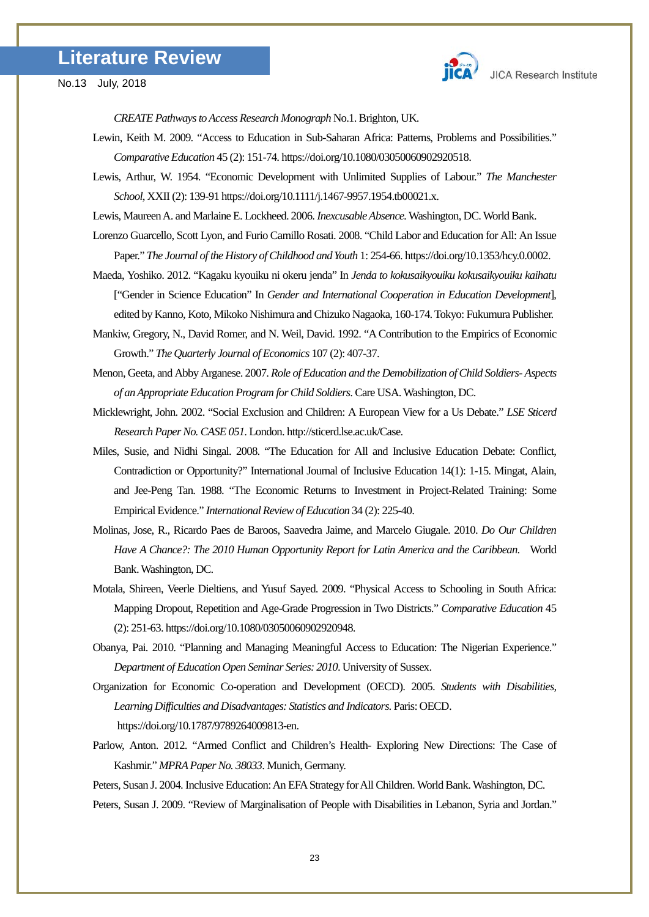*CREATE Pathways to Access Research Monograph* No.1. Brighton, UK.

Lewin, Keith M. 2009. "Access to Education in Sub-Saharan Africa: Patterns, Problems and Possibilities." *Comparative Education* 45 (2): 151-74. https://doi.org/10.1080/03050060902920518.

Lewis, Arthur, W. 1954. "Economic Development with Unlimited Supplies of Labour." *The Manchester School*, XXII (2): 139-91 https://doi.org/10.1111/j.1467-9957.1954.tb00021.x.

Lewis, Maureen A. and Marlaine E. Lockheed. 2006. *Inexcusable Absence.* Washington, DC. World Bank.

Lorenzo Guarcello, Scott Lyon, and Furio Camillo Rosati. 2008. "Child Labor and Education for All: An Issue Paper." *The Journal of the History of Childhood and Youth* 1: 254-66. https://doi.org/10.1353/hcy.0.0002.

Maeda, Yoshiko. 2012. "Kagaku kyouiku ni okeru jenda" In *Jenda to kokusaikyouiku kokusaikyouiku kaihatu* ["Gender in Science Education" In *Gender and International Cooperation in Education Development*], edited by Kanno, Koto, Mikoko Nishimura and Chizuko Nagaoka, 160-174. Tokyo: Fukumura Publisher.

Mankiw, Gregory, N., David Romer, and N. Weil, David. 1992. "A Contribution to the Empirics of Economic Growth." *The Quarterly Journal of Economics* 107 (2): 407-37.

Menon, Geeta, and Abby Arganese. 2007. *Role of Education and the Demobilization of Child Soldiers- Aspects of an Appropriate Education Program for Child Soldiers*. Care USA. Washington, DC.

Micklewright, John. 2002. "Social Exclusion and Children: A European View for a Us Debate." *LSE Sticerd Research Paper No. CASE 051*. London. http://sticerd.lse.ac.uk/Case.

Miles, Susie, and Nidhi Singal. 2008. "The Education for All and Inclusive Education Debate: Conflict, Contradiction or Opportunity?" International Journal of Inclusive Education 14(1): 1-15. Mingat, Alain, and Jee-Peng Tan. 1988. "The Economic Returns to Investment in Project-Related Training: Some Empirical Evidence." *International Review of Education* 34 (2): 225-40.

Molinas, Jose, R., Ricardo Paes de Baroos, Saavedra Jaime, and Marcelo Giugale. 2010. *Do Our Children Have A Chance?: The 2010 Human Opportunity Report for Latin America and the Caribbean.* World Bank. Washington, DC.

Motala, Shireen, Veerle Dieltiens, and Yusuf Sayed. 2009. "Physical Access to Schooling in South Africa: Mapping Dropout, Repetition and Age-Grade Progression in Two Districts." *Comparative Education* 45 (2): 251-63. https://doi.org/10.1080/03050060902920948.

Obanya, Pai. 2010. "Planning and Managing Meaningful Access to Education: The Nigerian Experience." *Department of Education Open Seminar Series: 2010*. University of Sussex.

Organization for Economic Co-operation and Development (OECD). 2005. *Students with Disabilities, Learning Difficulties and Disadvantages: Statistics and Indicators.* Paris: OECD. https://doi.org/10.1787/9789264009813-en.

Parlow, Anton. 2012. "Armed Conflict and Children's Health- Exploring New Directions: The Case of Kashmir." *MPRA Paper No. 38033*. Munich, Germany.

Peters, Susan J. 2004. Inclusive Education: An EFA Strategy for All Children. World Bank. Washington, DC.

Peters, Susan J. 2009. "Review of Marginalisation of People with Disabilities in Lebanon, Syria and Jordan."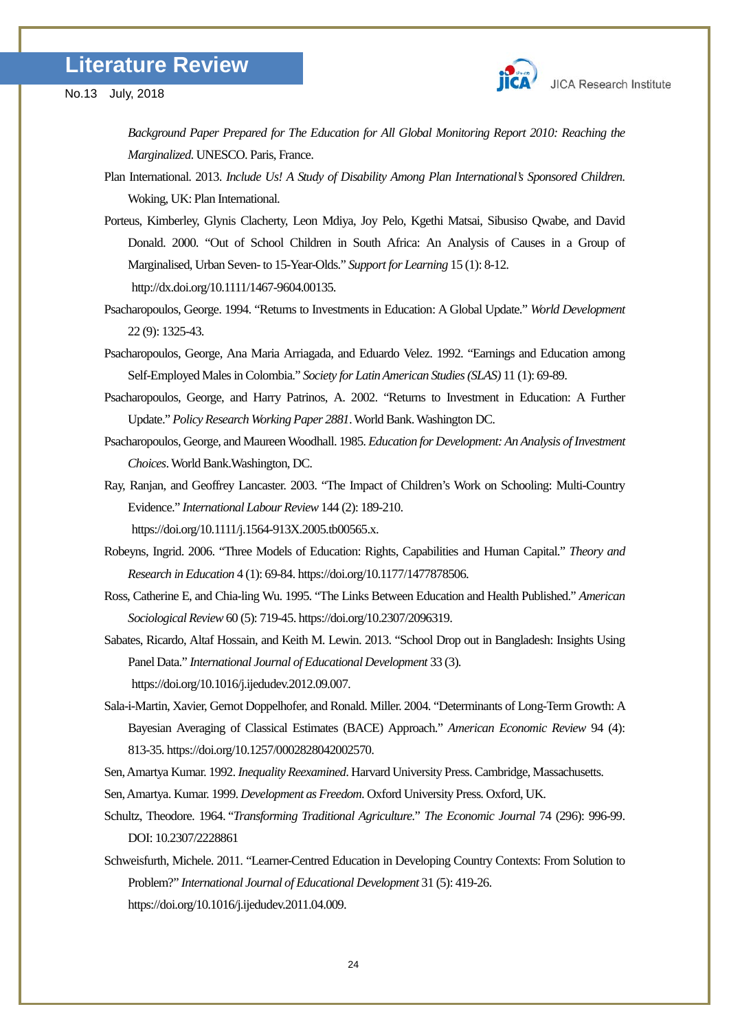*Background Paper Prepared for The Education for All Global Monitoring Report 2010: Reaching the Marginalized.* UNESCO. Paris, France.

Plan International. 2013. *Include Us! A Study of Disability Among Plan International's Sponsored Children.* Woking, UK: Plan International.

Porteus, Kimberley, Glynis Clacherty, Leon Mdiya, Joy Pelo, Kgethi Matsai, Sibusiso Qwabe, and David Donald. 2000. "Out of School Children in South Africa: An Analysis of Causes in a Group of Marginalised, Urban Seven- to 15-Year-Olds." *Support for Learning* 15 (1): 8-12. http://dx.doi.org/10.1111/1467-9604.00135.

Psacharopoulos, George. 1994. "Returns to Investments in Education: A Global Update." *World Development* 22 (9): 1325-43.

Psacharopoulos, George, Ana Maria Arriagada, and Eduardo Velez. 1992. "Earnings and Education among Self-Employed Males in Colombia." *Society for Latin American Studies (SLAS)* 11 (1): 69-89.

Psacharopoulos, George, and Harry Patrinos, A. 2002. "Returns to Investment in Education: A Further Update." *Policy Research Working Paper 2881*. World Bank. Washington DC.

Psacharopoulos, George, and Maureen Woodhall. 1985. *Education for Development: An Analysis of Investment Choices*. World Bank.Washington, DC.

Ray, Ranjan, and Geoffrey Lancaster. 2003. "The Impact of Children's Work on Schooling: Multi-Country Evidence." *International Labour Review* 144 (2): 189-210. https://doi.org/10.1111/j.1564-913X.2005.tb00565.x.

Robeyns, Ingrid. 2006. "Three Models of Education: Rights, Capabilities and Human Capital." *Theory and Research in Education* 4 (1): 69-84. https://doi.org/10.1177/1477878506.

Ross, Catherine E, and Chia-ling Wu. 1995. "The Links Between Education and Health Published." *American Sociological Review* 60 (5): 719-45. https://doi.org/10.2307/2096319.

Sabates, Ricardo, Altaf Hossain, and Keith M. Lewin. 2013. "School Drop out in Bangladesh: Insights Using Panel Data." *International Journal of Educational Development* 33 (3). https://doi.org/10.1016/j.ijedudev.2012.09.007.

Sala-i-Martin, Xavier, Gernot Doppelhofer, and Ronald. Miller. 2004. "Determinants of Long-Term Growth: A Bayesian Averaging of Classical Estimates (BACE) Approach." *American Economic Review* 94 (4): 813-35. https://doi.org/10.1257/0002828042002570.

Sen, Amartya Kumar. 1992. *Inequality Reexamined*. Harvard University Press. Cambridge, Massachusetts.

Sen, Amartya. Kumar. 1999. *Development as Freedom*. Oxford University Press. Oxford, UK.

Schultz, Theodore. 1964. "*Transforming Traditional Agriculture*." *The Economic Journal* 74 (296): 996-99. DOI: 10.2307/2228861

Schweisfurth, Michele. 2011. "Learner-Centred Education in Developing Country Contexts: From Solution to Problem?" *International Journal of Educational Development* 31 (5): 419-26. https://doi.org/10.1016/j.ijedudev.2011.04.009.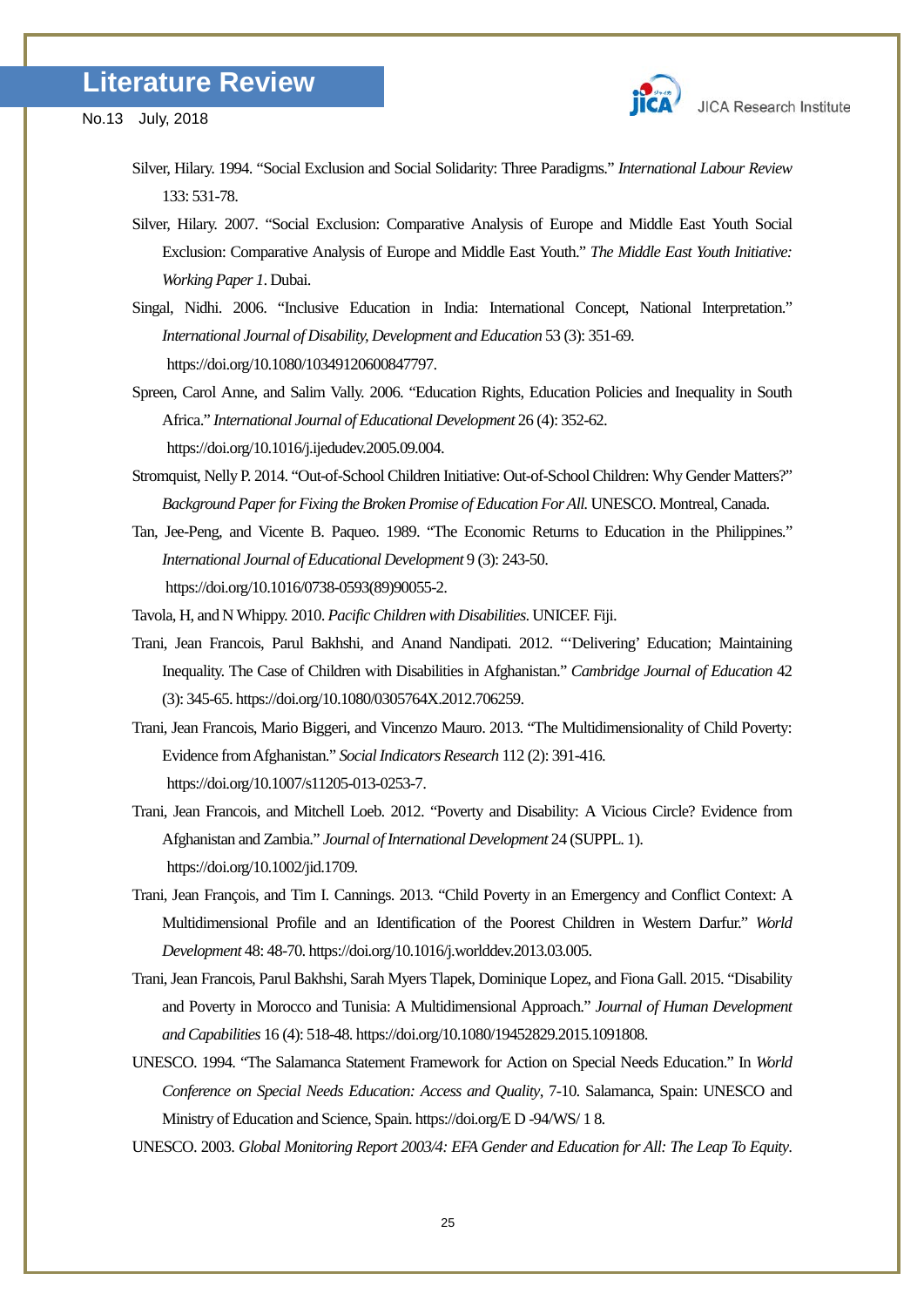Silver, Hilary. 1994. "Social Exclusion and Social Solidarity: Three Paradigms." *International Labour Review* 133: 531-78.

Silver, Hilary. 2007. "Social Exclusion: Comparative Analysis of Europe and Middle East Youth Social Exclusion: Comparative Analysis of Europe and Middle East Youth." *The Middle East Youth Initiative: Working Paper 1*. Dubai.

Singal, Nidhi. 2006. "Inclusive Education in India: International Concept, National Interpretation." *International Journal of Disability, Development and Education* 53 (3): 351-69. https://doi.org/10.1080/10349120600847797.

Spreen, Carol Anne, and Salim Vally. 2006. "Education Rights, Education Policies and Inequality in South Africa." *International Journal of Educational Development* 26 (4): 352-62. https://doi.org/10.1016/j.ijedudev.2005.09.004.

Stromquist, Nelly P. 2014. "Out-of-School Children Initiative: Out-of-School Children: Why Gender Matters?" *Background Paper for Fixing the Broken Promise of Education For All.* UNESCO. Montreal, Canada.

Tan, Jee-Peng, and Vicente B. Paqueo. 1989. "The Economic Returns to Education in the Philippines." *International Journal of Educational Development* 9 (3): 243-50. https://doi.org/10.1016/0738-0593(89)90055-2.

Tavola, H, and N Whippy. 2010. *Pacific Children with Disabilities*. UNICEF. Fiji.

Trani, Jean Francois, Parul Bakhshi, and Anand Nandipati. 2012. "'Delivering' Education; Maintaining Inequality. The Case of Children with Disabilities in Afghanistan." *Cambridge Journal of Education* 42 (3): 345-65. https://doi.org/10.1080/0305764X.2012.706259.

Trani, Jean Francois, Mario Biggeri, and Vincenzo Mauro. 2013. "The Multidimensionality of Child Poverty: Evidence from Afghanistan." *Social Indicators Research* 112 (2): 391-416. https://doi.org/10.1007/s11205-013-0253-7.

Trani, Jean Francois, and Mitchell Loeb. 2012. "Poverty and Disability: A Vicious Circle? Evidence from Afghanistan and Zambia." *Journal of International Development* 24 (SUPPL. 1). https://doi.org/10.1002/jid.1709.

Trani, Jean François, and Tim I. Cannings. 2013. "Child Poverty in an Emergency and Conflict Context: A Multidimensional Profile and an Identification of the Poorest Children in Western Darfur." *World Development* 48: 48-70. https://doi.org/10.1016/j.worlddev.2013.03.005.

Trani, Jean Francois, Parul Bakhshi, Sarah Myers Tlapek, Dominique Lopez, and Fiona Gall. 2015. "Disability and Poverty in Morocco and Tunisia: A Multidimensional Approach." *Journal of Human Development and Capabilities* 16 (4): 518-48. https://doi.org/10.1080/19452829.2015.1091808.

UNESCO. 1994. "The Salamanca Statement Framework for Action on Special Needs Education." In *World Conference on Special Needs Education: Access and Quality*, 7-10. Salamanca, Spain: UNESCO and Ministry of Education and Science, Spain. https://doi.org/E D -94/WS/ 1 8.

UNESCO. 2003. *Global Monitoring Report 2003/4: EFA Gender and Education for All: The Leap To Equity*.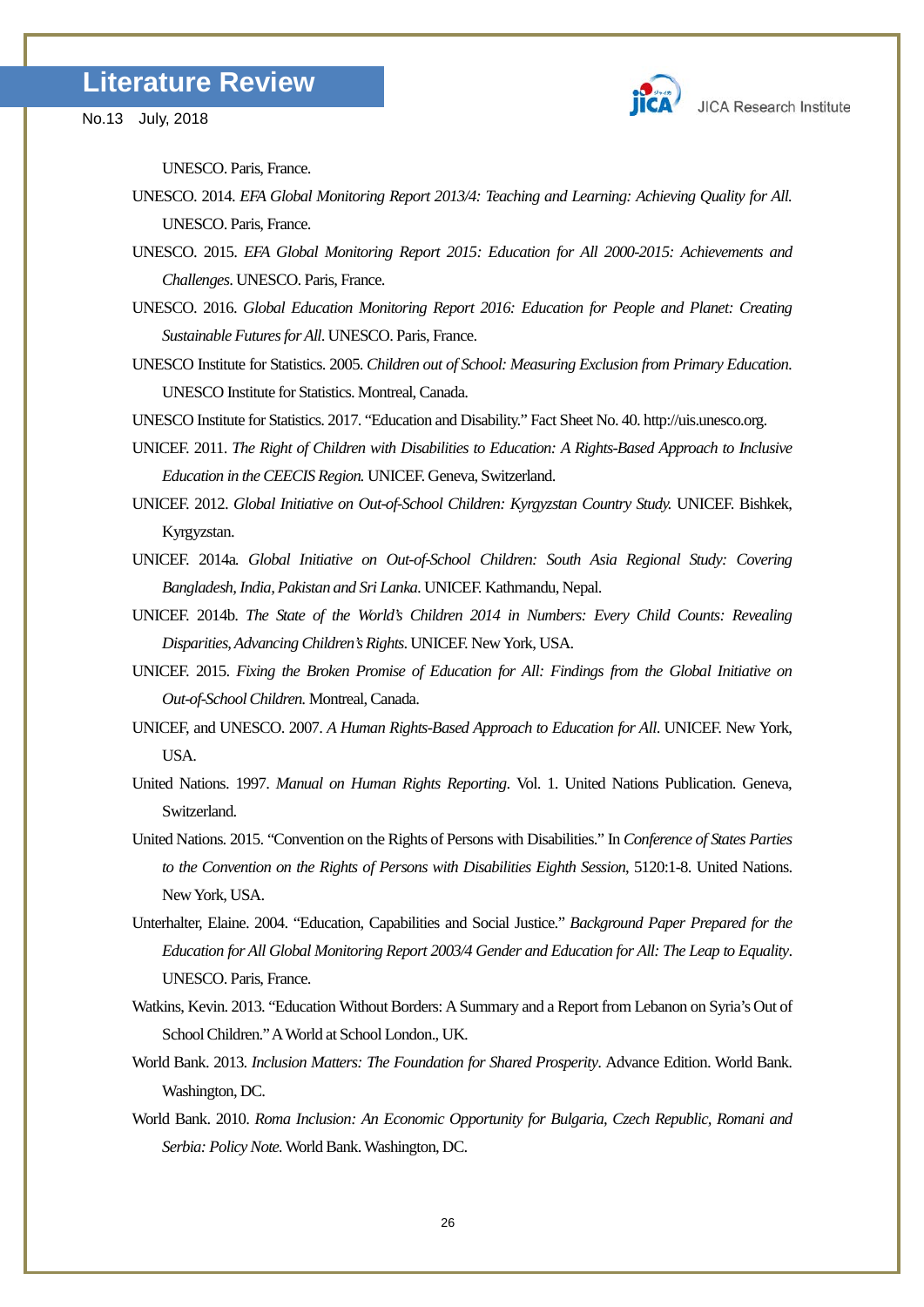UNESCO. Paris, France.

UNESCO. 2014. *EFA Global Monitoring Report 2013/4: Teaching and Learning: Achieving Quality for All.* UNESCO. Paris, France.

UNESCO. 2015. *EFA Global Monitoring Report 2015: Education for All 2000-2015: Achievements and Challenges*. UNESCO. Paris, France.

UNESCO. 2016. *Global Education Monitoring Report 2016: Education for People and Planet: Creating Sustainable Futures for All*. UNESCO. Paris, France.

UNESCO Institute for Statistics. 2005. *Children out of School: Measuring Exclusion from Primary Education.* UNESCO Institute for Statistics. Montreal, Canada.

UNESCO Institute for Statistics. 2017. "Education and Disability." Fact Sheet No. 40. http://uis.unesco.org.

UNICEF. 2011. *The Right of Children with Disabilities to Education: A Rights-Based Approach to Inclusive Education in the CEECIS Region.* UNICEF. Geneva, Switzerland.

UNICEF. 2012. *Global Initiative on Out-of-School Children: Kyrgyzstan Country Study.* UNICEF. Bishkek, Kyrgyzstan.

UNICEF. 2014a. *Global Initiative on Out-of-School Children: South Asia Regional Study: Covering Bangladesh, India, Pakistan and Sri Lanka*. UNICEF. Kathmandu, Nepal.

UNICEF. 2014b. *The State of the World's Children 2014 in Numbers: Every Child Counts: Revealing Disparities, Advancing Children's Rights*. UNICEF. New York, USA.

UNICEF. 2015. *Fixing the Broken Promise of Education for All: Findings from the Global Initiative on Out-of-School Children.* Montreal, Canada.

UNICEF, and UNESCO. 2007. *A Human Rights-Based Approach to Education for All*. UNICEF. New York, USA.

United Nations. 1997. *Manual on Human Rights Reporting*. Vol. 1. United Nations Publication. Geneva, Switzerland.

United Nations. 2015. "Convention on the Rights of Persons with Disabilities." In *Conference of States Parties to the Convention on the Rights of Persons with Disabilities Eighth Session*, 5120:1-8. United Nations. New York, USA.

Unterhalter, Elaine. 2004. "Education, Capabilities and Social Justice." *Background Paper Prepared for the Education for All Global Monitoring Report 2003/4 Gender and Education for All: The Leap to Equality*. UNESCO. Paris, France.

Watkins, Kevin. 2013. "Education Without Borders: A Summary and a Report from Lebanon on Syria's Out of School Children." A World at School London., UK.

World Bank. 2013. *Inclusion Matters: The Foundation for Shared Prosperity*. Advance Edition. World Bank. Washington, DC.

World Bank. 2010. *Roma Inclusion: An Economic Opportunity for Bulgaria, Czech Republic, Romani and Serbia: Policy Note.* World Bank. Washington, DC.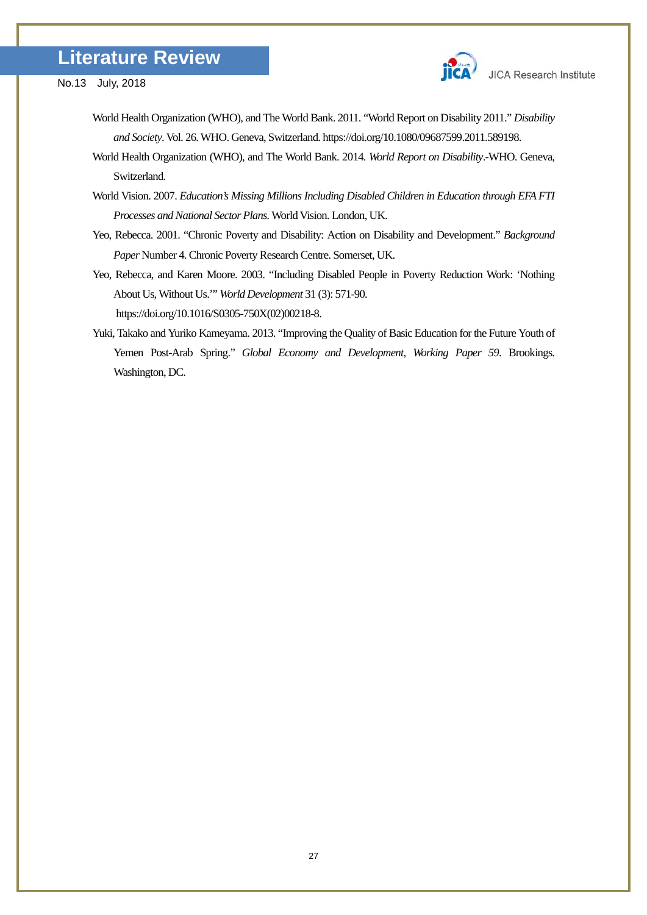World Health Organization (WHO), and The World Bank. 2011. "World Report on Disability 2011." *Disability and Society*. Vol. 26. WHO. Geneva, Switzerland. https://doi.org/10.1080/09687599.2011.589198.

World Health Organization (WHO), and The World Bank. 2014. *World Report on Disability*.-WHO. Geneva, Switzerland.

World Vision. 2007. *Education's Missing Millions Including Disabled Children in Education through EFA FTI Processes and National Sector Plans.* World Vision. London, UK.

Yeo, Rebecca. 2001. "Chronic Poverty and Disability: Action on Disability and Development." *Background Paper* Number 4. Chronic Poverty Research Centre. Somerset, UK.

Yeo, Rebecca, and Karen Moore. 2003. "Including Disabled People in Poverty Reduction Work: 'Nothing About Us, Without Us.'" *World Development* 31 (3): 571-90. https://doi.org/10.1016/S0305-750X(02)00218-8.

Yuki, Takako and Yuriko Kameyama. 2013. "Improving the Quality of Basic Education for the Future Youth of Yemen Post-Arab Spring." *Global Economy and Development, Working Paper 59*. Brookings. Washington, DC.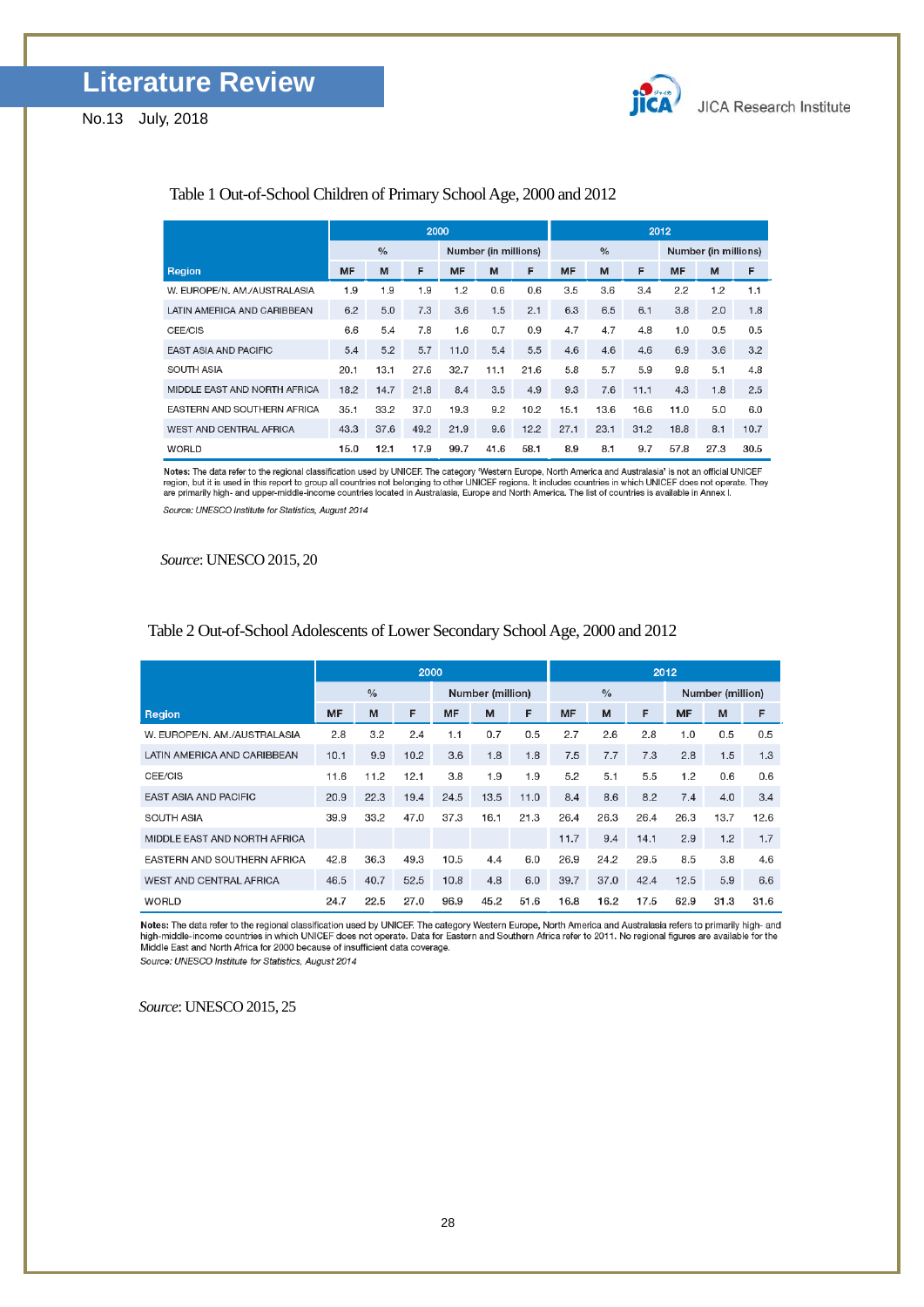Table 1 Out-of-School Children of Primary School Age, 2000 and 2012

| Region | 2000 | | | | | | 2012 | | | | | |
|---|---|---|---|---|---|---|---|---|---|---|---|---|
| | % | | | Number (in millions) | | | % | | | Number (in millions) | | |
| | MF | M | F | MF | M | F | MF | M | F | MF | M | F |
| W. EUROPE/N. AM./AUSTRALASIA | 1.9 | 1.9 | 1.9 | 1.2 | 0.6 | 0.6 | 3.5 | 3.6 | 3.4 | 2.2 | 1.2 | 1.1 |
| LATIN AMERICA AND CARIBBEAN | 6.2 | 5.0 | 7.3 | 3.6 | 1.5 | 2.1 | 6.3 | 6.5 | 6.1 | 3.8 | 2.0 | 1.8 |
| CEE/CIS | 6.6 | 5.4 | 7.8 | 1.6 | 0.7 | 0.9 | 4.7 | 4.7 | 4.8 | 1.0 | 0.5 | 0.5 |
| EAST ASIA AND PACIFIC | 5.4 | 5.2 | 5.7 | 11.0 | 5.4 | 5.5 | 4.6 | 4.6 | 4.6 | 6.9 | 3.6 | 3.2 |
| SOUTH ASIA | 20.1 | 13.1 | 27.6 | 32.7 | 11.1 | 21.6 | 5.8 | 5.7 | 5.9 | 9.8 | 5.1 | 4.8 |
| MIDDLE EAST AND NORTH AFRICA | 18.2 | 14.7 | 21.8 | 8.4 | 3.5 | 4.9 | 9.3 | 7.6 | 11.1 | 4.3 | 1.8 | 2.5 |
| EASTERN AND SOUTHERN AFRICA | 35.1 | 33.2 | 37.0 | 19.3 | 9.2 | 10.2 | 15.1 | 13.6 | 16.6 | 11.0 | 5.0 | 6.0 |
| WEST AND CENTRAL AFRICA | 43.3 | 37.6 | 49.2 | 21.9 | 9.6 | 12.2 | 27.1 | 23.1 | 31.2 | 18.8 | 8.1 | 10.7 |
| WORLD | 15.0 | 12.1 | 17.9 | 99.7 | 41.6 | 58.1 | 8.9 | 8.1 | 9.7 | 57.8 | 27.3 | 30.5 |

**Notes:** The data refer to the regional classification used by UNICEF. The category 'Western Europe, North America and Australasia' is not an official UNICEF region, but it is used in this report to group all countries not belonging to other UNICEF regions. It includes countries in which UNICEF does not operate. They are primarily high- and upper-middle-income countries located in Australasia, Europe and North America. The list of countries is available in Annex I.

*Source: UNESCO Institute for Statistics, August 2014*

*Source*: UNESCO 2015, 20

Table 2 Out-of-School Adolescents of Lower Secondary School Age, 2000 and 2012

| Region | 2000 | | | | | | 2012 | | | | | |
|---|---|---|---|---|---|---|---|---|---|---|---|---|
| | % | | | Number (million) | | | % | | | Number (million) | | |
| | MF | M | F | MF | M | F | MF | M | F | MF | M | F |
| W. EUROPE/N. AM./AUSTRALASIA | 2.8 | 3.2 | 2.4 | 1.1 | 0.7 | 0.5 | 2.7 | 2.6 | 2.8 | 1.0 | 0.5 | 0.5 |
| LATIN AMERICA AND CARIBBEAN | 10.1 | 9.9 | 10.2 | 3.6 | 1.8 | 1.8 | 7.5 | 7.7 | 7.3 | 2.8 | 1.5 | 1.3 |
| CEE/CIS | 11.6 | 11.2 | 12.1 | 3.8 | 1.9 | 1.9 | 5.2 | 5.1 | 5.5 | 1.2 | 0.6 | 0.6 |
| EAST ASIA AND PACIFIC | 20.9 | 22.3 | 19.4 | 24.5 | 13.5 | 11.0 | 8.4 | 8.6 | 8.2 | 7.4 | 4.0 | 3.4 |
| SOUTH ASIA | 39.9 | 33.2 | 47.0 | 37.3 | 16.1 | 21.3 | 26.4 | 26.3 | 26.4 | 26.3 | 13.7 | 12.6 |
| MIDDLE EAST AND NORTH AFRICA | | | | | | | 11.7 | 9.4 | 14.1 | 2.9 | 1.2 | 1.7 |
| EASTERN AND SOUTHERN AFRICA | 42.8 | 36.3 | 49.3 | 10.5 | 4.4 | 6.0 | 26.9 | 24.2 | 29.5 | 8.5 | 3.8 | 4.6 |
| WEST AND CENTRAL AFRICA | 46.5 | 40.7 | 52.5 | 10.8 | 4.8 | 6.0 | 39.7 | 37.0 | 42.4 | 12.5 | 5.9 | 6.6 |
| WORLD | 24.7 | 22.5 | 27.0 | 96.9 | 45.2 | 51.6 | 16.8 | 16.2 | 17.5 | 62.9 | 31.3 | 31.6 |

**Notes:** The data refer to the regional classification used by UNICEF. The category Western Europe, North America and Australasia refers to primarily high- and high-middle-income countries in which UNICEF does not operate. Data for Eastern and Southern Africa refer to 2011. No regional figures are available for the Middle East and North Africa for 2000 because of insufficient data coverage.

*Source: UNESCO Institute for Statistics, August 2014*

*Source*: UNESCO 2015, 25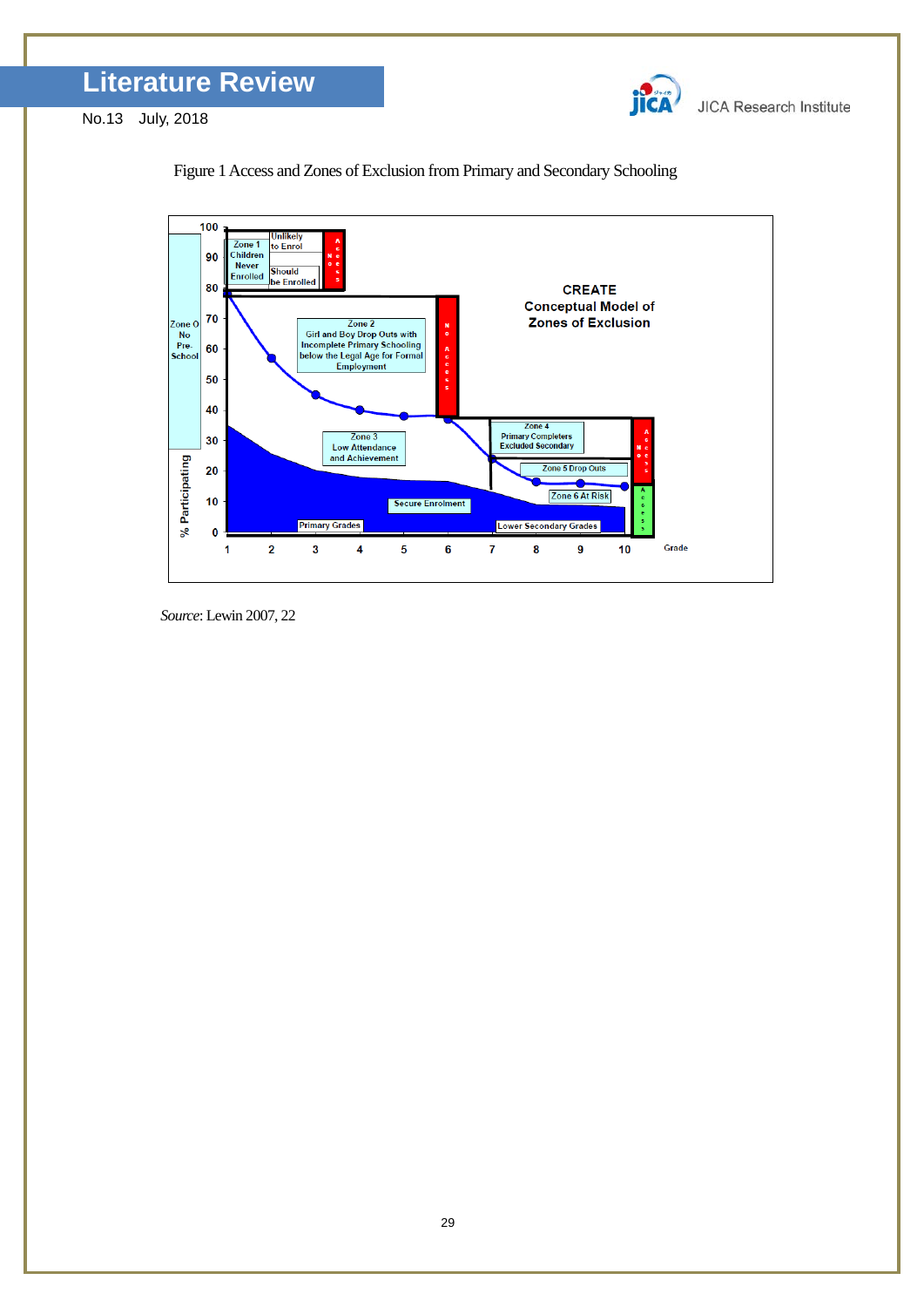Figure 1 Access and Zones of Exclusion from Primary and Secondary Schooling

*Source*: Lewin 2007, 22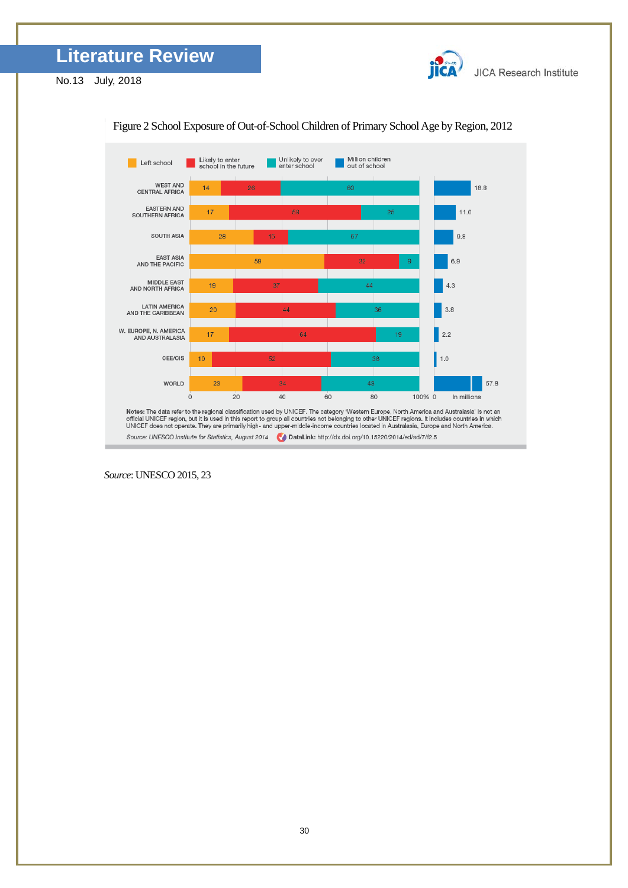Figure 2 School Exposure of Out-of-School Children of Primary School Age by Region, 2012

| Region | Left school (%) | Likely to enter school in the future (%) | Unlikely to ever enter school (%) | Million children out of school |
|---|---|---|---|---|
| WEST AND CENTRAL AFRICA | 14 | 26 | 60 | 18.8 |
| EASTERN AND SOUTHERN AFRICA | 17 | 58 | 25 | 11.0 |
| SOUTH ASIA | 28 | 15 | 57 | 9.8 |
| EAST ASIA AND THE PACIFIC | 59 | 32 | 9 | 6.9 |
| MIDDLE EAST AND NORTH AFRICA | 19 | 37 | 44 | 4.3 |
| LATIN AMERICA AND THE CARIBBEAN | 20 | 44 | 36 | 3.8 |
| W. EUROPE, N. AMERICA AND AUSTRALASIA | 17 | 64 | 19 | 2.2 |
| CEE/CIS | 10 | 52 | 38 | 1.0 |
| WORLD | 23 | 34 | 43 | 57.8 |

**Notes:** The data refer to the regional classification used by UNICEF. The category 'Western Europe, North America and Australasia' is not an official UNICEF region, but it is used in this report to group all countries not belonging to other UNICEF regions. It includes countries in which UNICEF does not operate. They are primarily high- and upper-middle-income countries located in Australasia, Europe and North America.

*Source: UNESCO Institute for Statistics, August 2014* **DataLink:** http://dx.doi.org/10.15220/2014/ed/sd/7/f2.5

*Source*: UNESCO 2015, 23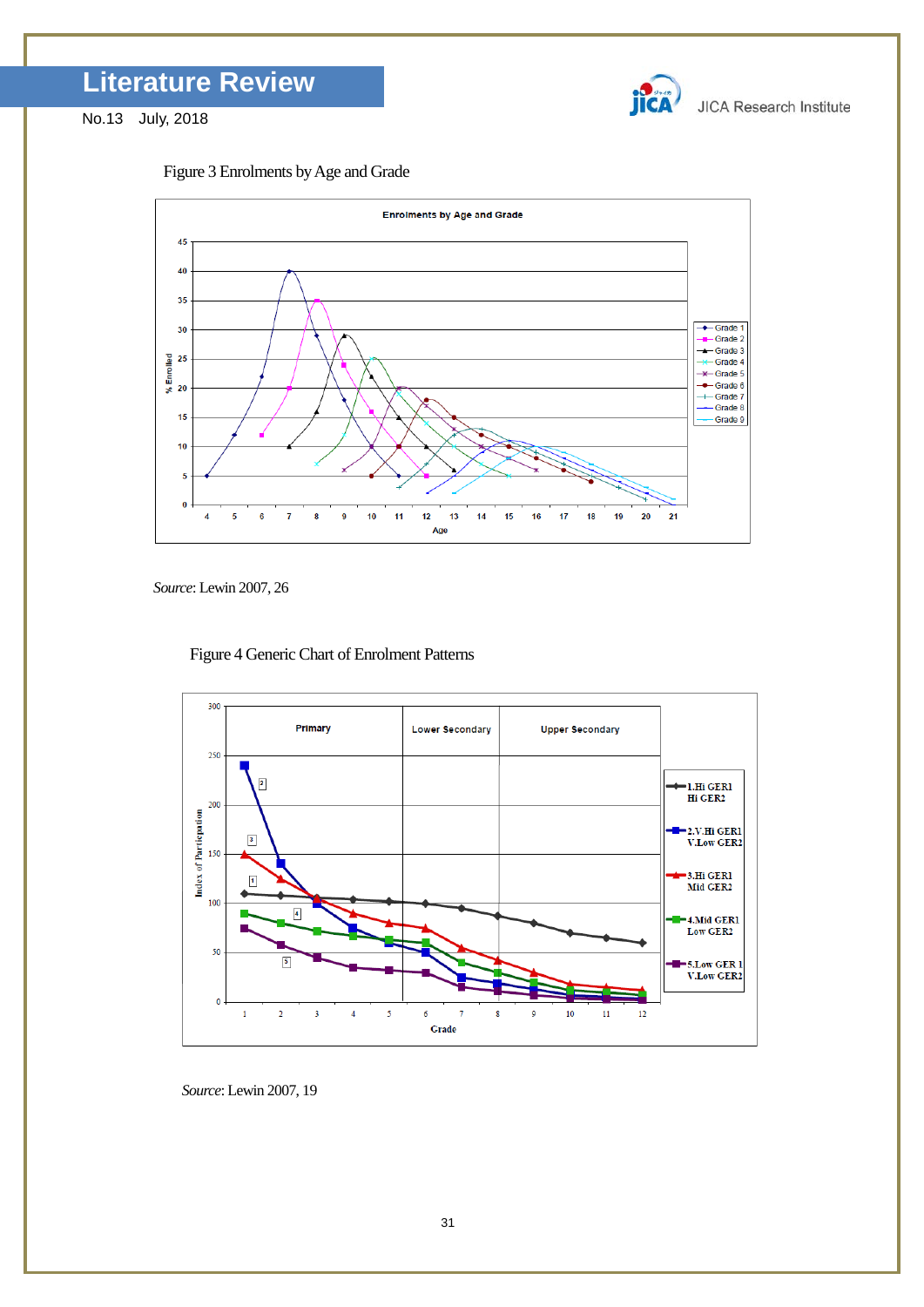Figure 3 Enrolments by Age and Grade

*Source*: Lewin 2007, 26

Figure 4 Generic Chart of Enrolment Patterns

*Source*: Lewin 2007, 19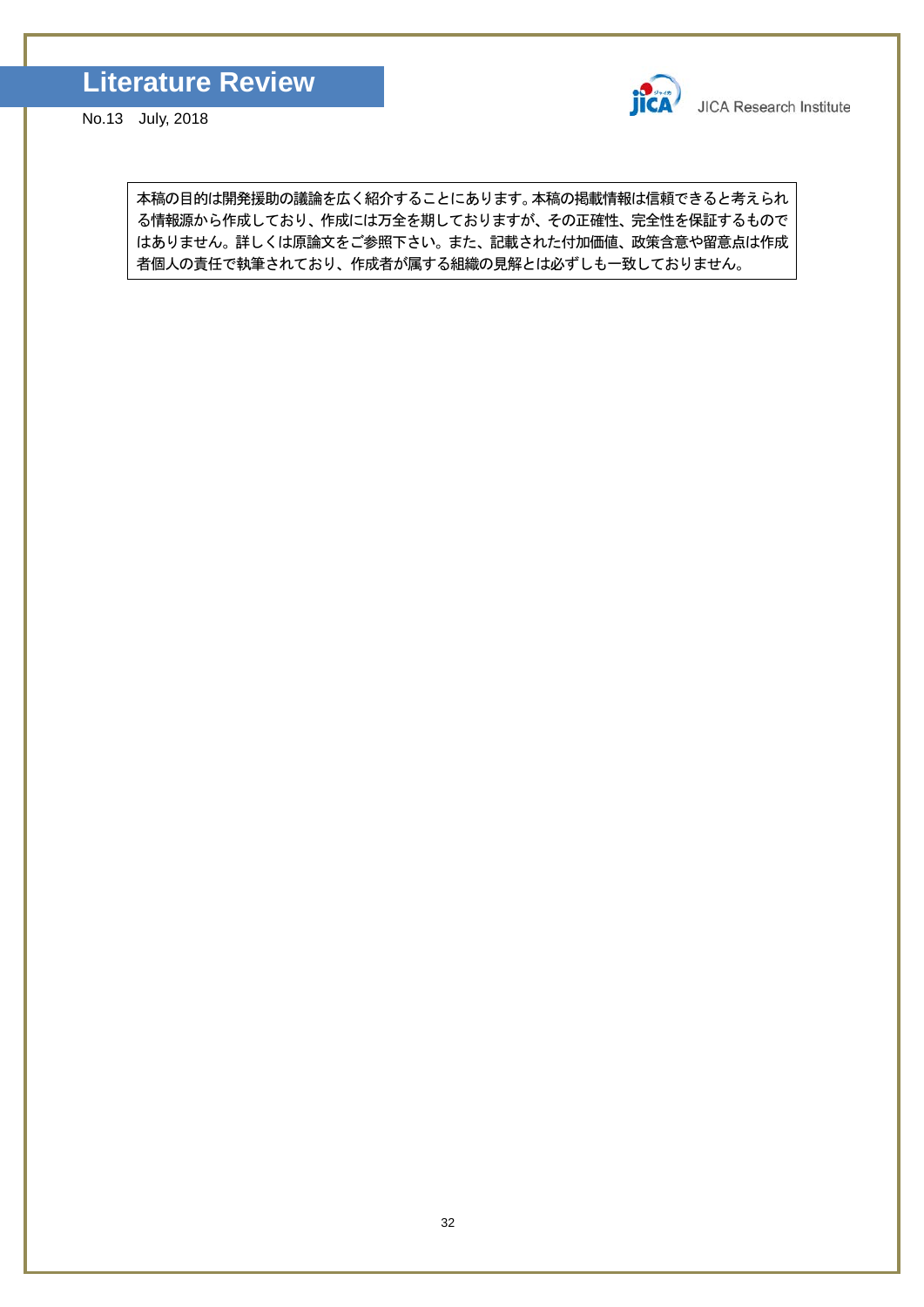本稿の目的は開発援助の議論を広く紹介することにあります。本稿の掲載情報は信頼できると考えられる情報源から作成しており、作成には万全を期しておりますが、その正確性、完全性を保証するものではありません。詳しくは原論文をご参照下さい。また、記載された付加価値、政策含意や留意点は作成者個人の責任で執筆されており、作成者が属する組織の見解とは必ずしも一致しておりません。